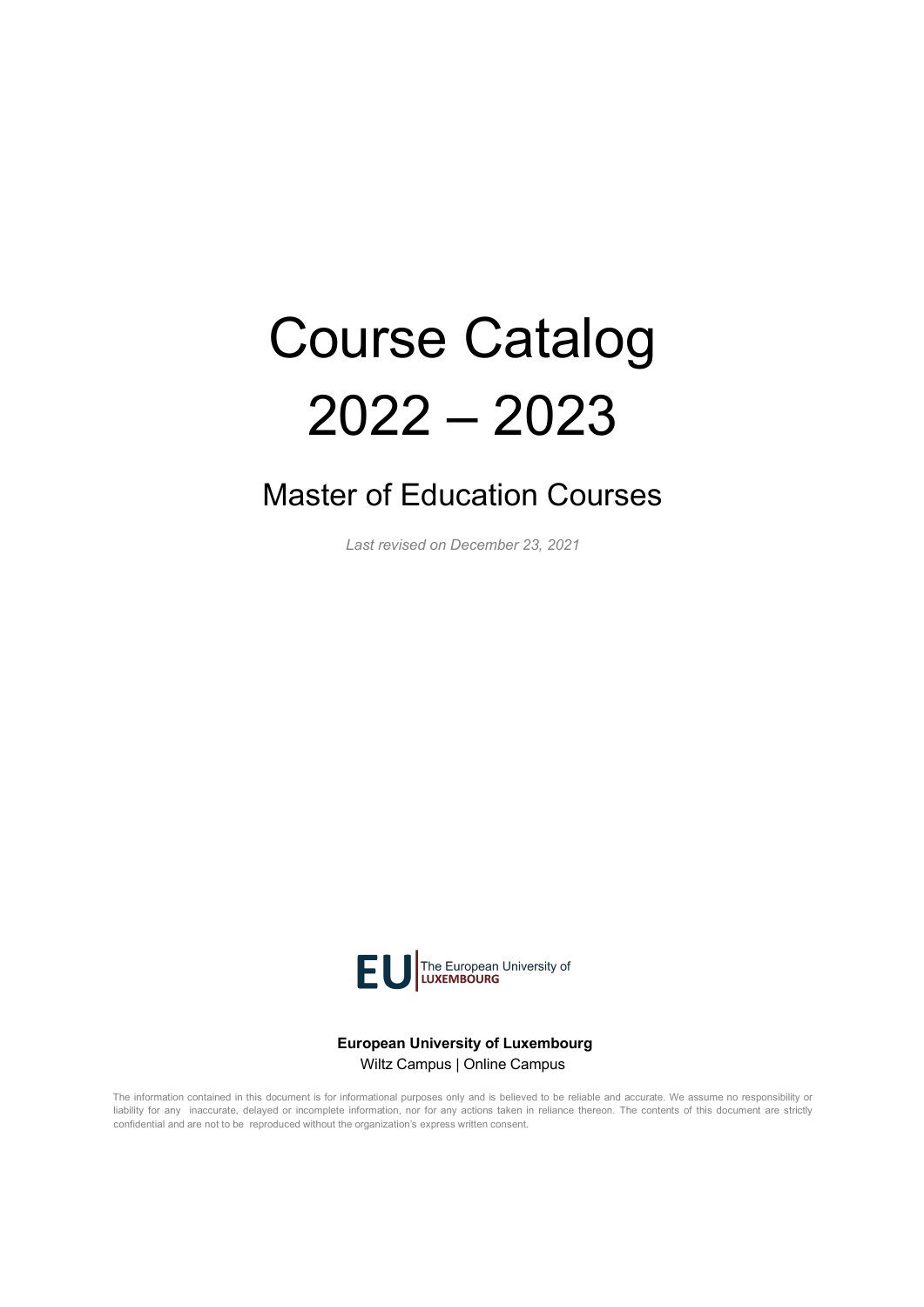# Course Catalog 2022 – 2023

## Master of Education Courses

*Last revised on December 23, 2021*

EU | The European University of LUXEMBOURG

**European University of Luxembourg**
Wiltz Campus | Online Campus

The information contained in this document is for informational purposes only and is believed to be reliable and accurate. We assume no responsibility or liability for any inaccurate, delayed or incomplete information, nor for any actions taken in reliance thereon. The contents of this document are strictly confidential and are not to be reproduced without the organization's express written consent.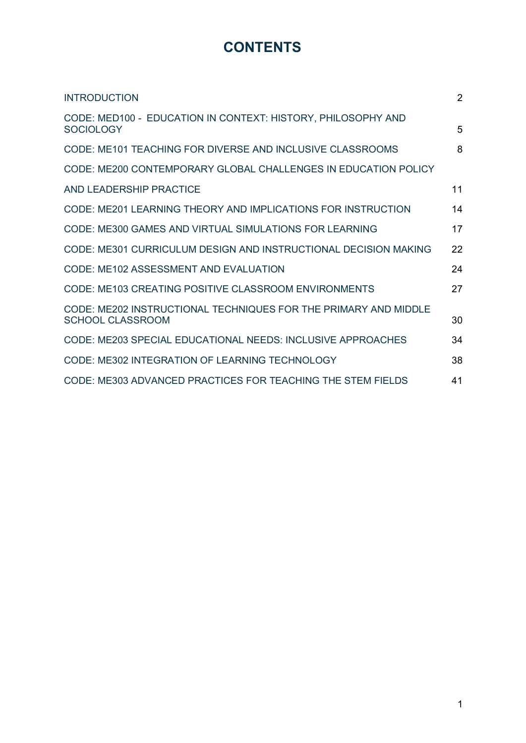# CONTENTS

| | |
|---|---|
| INTRODUCTION | 2 |
| CODE: MED100 - EDUCATION IN CONTEXT: HISTORY, PHILOSOPHY AND SOCIOLOGY | 5 |
| CODE: ME101 TEACHING FOR DIVERSE AND INCLUSIVE CLASSROOMS | 8 |
| CODE: ME200 CONTEMPORARY GLOBAL CHALLENGES IN EDUCATION POLICY AND LEADERSHIP PRACTICE | 11 |
| CODE: ME201 LEARNING THEORY AND IMPLICATIONS FOR INSTRUCTION | 14 |
| CODE: ME300 GAMES AND VIRTUAL SIMULATIONS FOR LEARNING | 17 |
| CODE: ME301 CURRICULUM DESIGN AND INSTRUCTIONAL DECISION MAKING | 22 |
| CODE: ME102 ASSESSMENT AND EVALUATION | 24 |
| CODE: ME103 CREATING POSITIVE CLASSROOM ENVIRONMENTS | 27 |
| CODE: ME202 INSTRUCTIONAL TECHNIQUES FOR THE PRIMARY AND MIDDLE SCHOOL CLASSROOM | 30 |
| CODE: ME203 SPECIAL EDUCATIONAL NEEDS: INCLUSIVE APPROACHES | 34 |
| CODE: ME302 INTEGRATION OF LEARNING TECHNOLOGY | 38 |
| CODE: ME303 ADVANCED PRACTICES FOR TEACHING THE STEM FIELDS | 41 |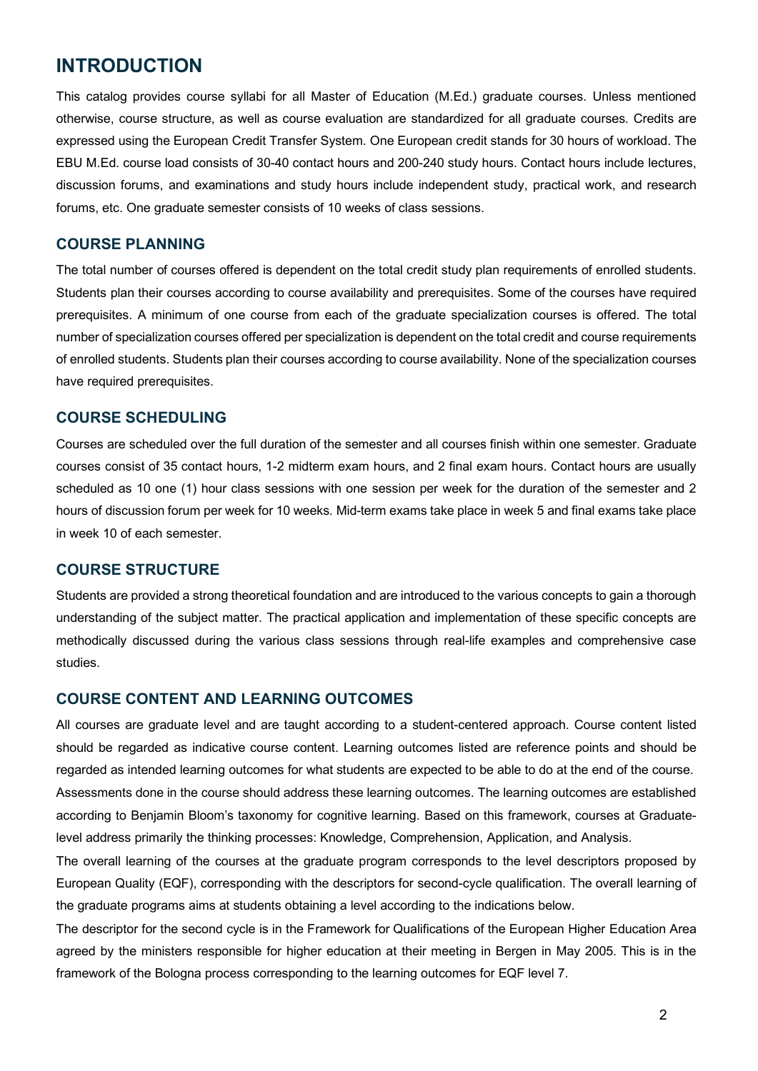# INTRODUCTION

This catalog provides course syllabi for all Master of Education (M.Ed.) graduate courses. Unless mentioned otherwise, course structure, as well as course evaluation are standardized for all graduate courses. Credits are expressed using the European Credit Transfer System. One European credit stands for 30 hours of workload. The EBU M.Ed. course load consists of 30-40 contact hours and 200-240 study hours. Contact hours include lectures, discussion forums, and examinations and study hours include independent study, practical work, and research forums, etc. One graduate semester consists of 10 weeks of class sessions.

## COURSE PLANNING

The total number of courses offered is dependent on the total credit study plan requirements of enrolled students. Students plan their courses according to course availability and prerequisites. Some of the courses have required prerequisites. A minimum of one course from each of the graduate specialization courses is offered. The total number of specialization courses offered per specialization is dependent on the total credit and course requirements of enrolled students. Students plan their courses according to course availability. None of the specialization courses have required prerequisites.

## COURSE SCHEDULING

Courses are scheduled over the full duration of the semester and all courses finish within one semester. Graduate courses consist of 35 contact hours, 1-2 midterm exam hours, and 2 final exam hours. Contact hours are usually scheduled as 10 one (1) hour class sessions with one session per week for the duration of the semester and 2 hours of discussion forum per week for 10 weeks. Mid-term exams take place in week 5 and final exams take place in week 10 of each semester.

## COURSE STRUCTURE

Students are provided a strong theoretical foundation and are introduced to the various concepts to gain a thorough understanding of the subject matter. The practical application and implementation of these specific concepts are methodically discussed during the various class sessions through real-life examples and comprehensive case studies.

## COURSE CONTENT AND LEARNING OUTCOMES

All courses are graduate level and are taught according to a student-centered approach. Course content listed should be regarded as indicative course content. Learning outcomes listed are reference points and should be regarded as intended learning outcomes for what students are expected to be able to do at the end of the course. Assessments done in the course should address these learning outcomes. The learning outcomes are established according to Benjamin Bloom's taxonomy for cognitive learning. Based on this framework, courses at Graduate-level address primarily the thinking processes: Knowledge, Comprehension, Application, and Analysis.

The overall learning of the courses at the graduate program corresponds to the level descriptors proposed by European Quality (EQF), corresponding with the descriptors for second-cycle qualification. The overall learning of the graduate programs aims at students obtaining a level according to the indications below.

The descriptor for the second cycle is in the Framework for Qualifications of the European Higher Education Area agreed by the ministers responsible for higher education at their meeting in Bergen in May 2005. This is in the framework of the Bologna process corresponding to the learning outcomes for EQF level 7.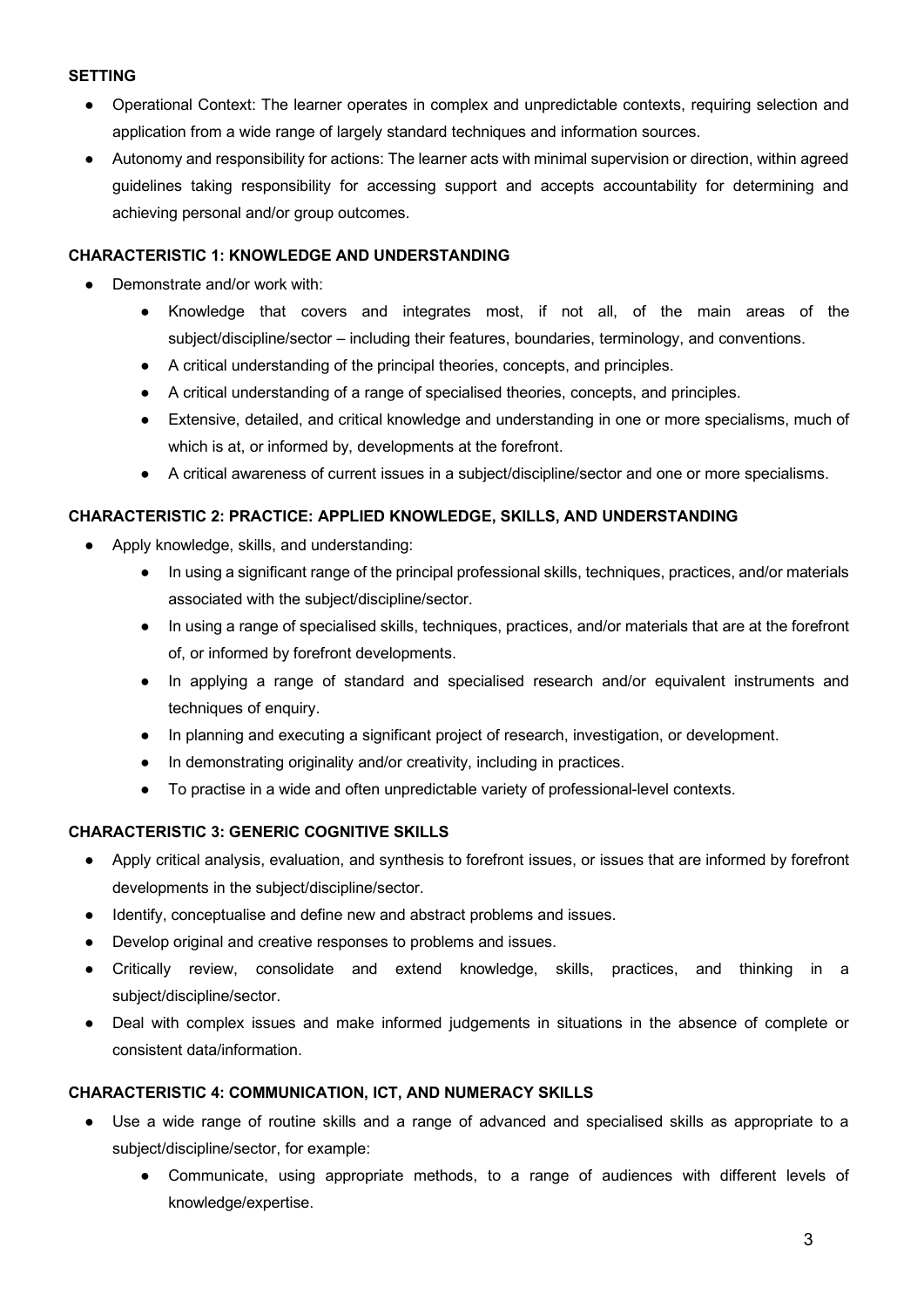**SETTING**

- Operational Context: The learner operates in complex and unpredictable contexts, requiring selection and application from a wide range of largely standard techniques and information sources.
- Autonomy and responsibility for actions: The learner acts with minimal supervision or direction, within agreed guidelines taking responsibility for accessing support and accepts accountability for determining and achieving personal and/or group outcomes.

**CHARACTERISTIC 1: KNOWLEDGE AND UNDERSTANDING**

- Demonstrate and/or work with:
  - Knowledge that covers and integrates most, if not all, of the main areas of the subject/discipline/sector – including their features, boundaries, terminology, and conventions.
  - A critical understanding of the principal theories, concepts, and principles.
  - A critical understanding of a range of specialised theories, concepts, and principles.
  - Extensive, detailed, and critical knowledge and understanding in one or more specialisms, much of which is at, or informed by, developments at the forefront.
  - A critical awareness of current issues in a subject/discipline/sector and one or more specialisms.

**CHARACTERISTIC 2: PRACTICE: APPLIED KNOWLEDGE, SKILLS, AND UNDERSTANDING**

- Apply knowledge, skills, and understanding:
  - In using a significant range of the principal professional skills, techniques, practices, and/or materials associated with the subject/discipline/sector.
  - In using a range of specialised skills, techniques, practices, and/or materials that are at the forefront of, or informed by forefront developments.
  - In applying a range of standard and specialised research and/or equivalent instruments and techniques of enquiry.
  - In planning and executing a significant project of research, investigation, or development.
  - In demonstrating originality and/or creativity, including in practices.
  - To practise in a wide and often unpredictable variety of professional-level contexts.

**CHARACTERISTIC 3: GENERIC COGNITIVE SKILLS**

- Apply critical analysis, evaluation, and synthesis to forefront issues, or issues that are informed by forefront developments in the subject/discipline/sector.
- Identify, conceptualise and define new and abstract problems and issues.
- Develop original and creative responses to problems and issues.
- Critically review, consolidate and extend knowledge, skills, practices, and thinking in a subject/discipline/sector.
- Deal with complex issues and make informed judgements in situations in the absence of complete or consistent data/information.

**CHARACTERISTIC 4: COMMUNICATION, ICT, AND NUMERACY SKILLS**

- Use a wide range of routine skills and a range of advanced and specialised skills as appropriate to a subject/discipline/sector, for example:
  - Communicate, using appropriate methods, to a range of audiences with different levels of knowledge/expertise.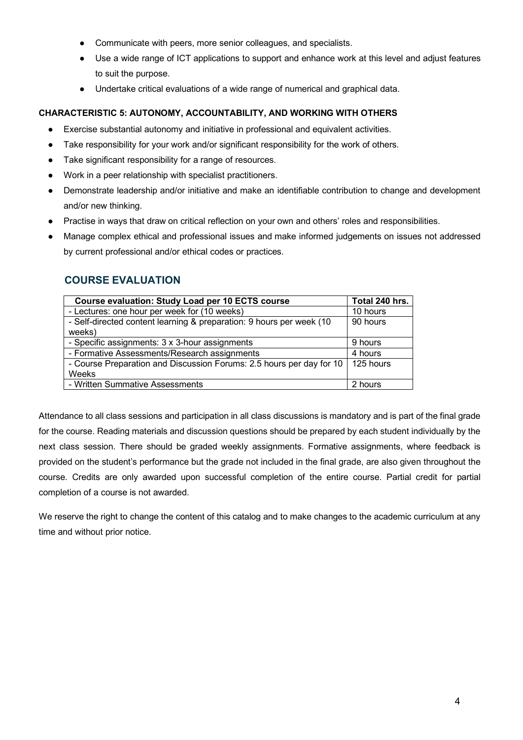- Communicate with peers, more senior colleagues, and specialists.
- Use a wide range of ICT applications to support and enhance work at this level and adjust features to suit the purpose.
- Undertake critical evaluations of a wide range of numerical and graphical data.

**CHARACTERISTIC 5: AUTONOMY, ACCOUNTABILITY, AND WORKING WITH OTHERS**

- Exercise substantial autonomy and initiative in professional and equivalent activities.
- Take responsibility for your work and/or significant responsibility for the work of others.
- Take significant responsibility for a range of resources.
- Work in a peer relationship with specialist practitioners.
- Demonstrate leadership and/or initiative and make an identifiable contribution to change and development and/or new thinking.
- Practise in ways that draw on critical reflection on your own and others' roles and responsibilities.
- Manage complex ethical and professional issues and make informed judgements on issues not addressed by current professional and/or ethical codes or practices.

## COURSE EVALUATION

| Course evaluation: Study Load per 10 ECTS course | Total 240 hrs. |
|---|---|
| - Lectures: one hour per week for (10 weeks) | 10 hours |
| - Self-directed content learning & preparation: 9 hours per week (10 weeks) | 90 hours |
| - Specific assignments: 3 x 3-hour assignments | 9 hours |
| - Formative Assessments/Research assignments | 4 hours |
| - Course Preparation and Discussion Forums: 2.5 hours per day for 10 Weeks | 125 hours |
| - Written Summative Assessments | 2 hours |

Attendance to all class sessions and participation in all class discussions is mandatory and is part of the final grade for the course. Reading materials and discussion questions should be prepared by each student individually by the next class session. There should be graded weekly assignments. Formative assignments, where feedback is provided on the student's performance but the grade not included in the final grade, are also given throughout the course. Credits are only awarded upon successful completion of the entire course. Partial credit for partial completion of a course is not awarded.

We reserve the right to change the content of this catalog and to make changes to the academic curriculum at any time and without prior notice.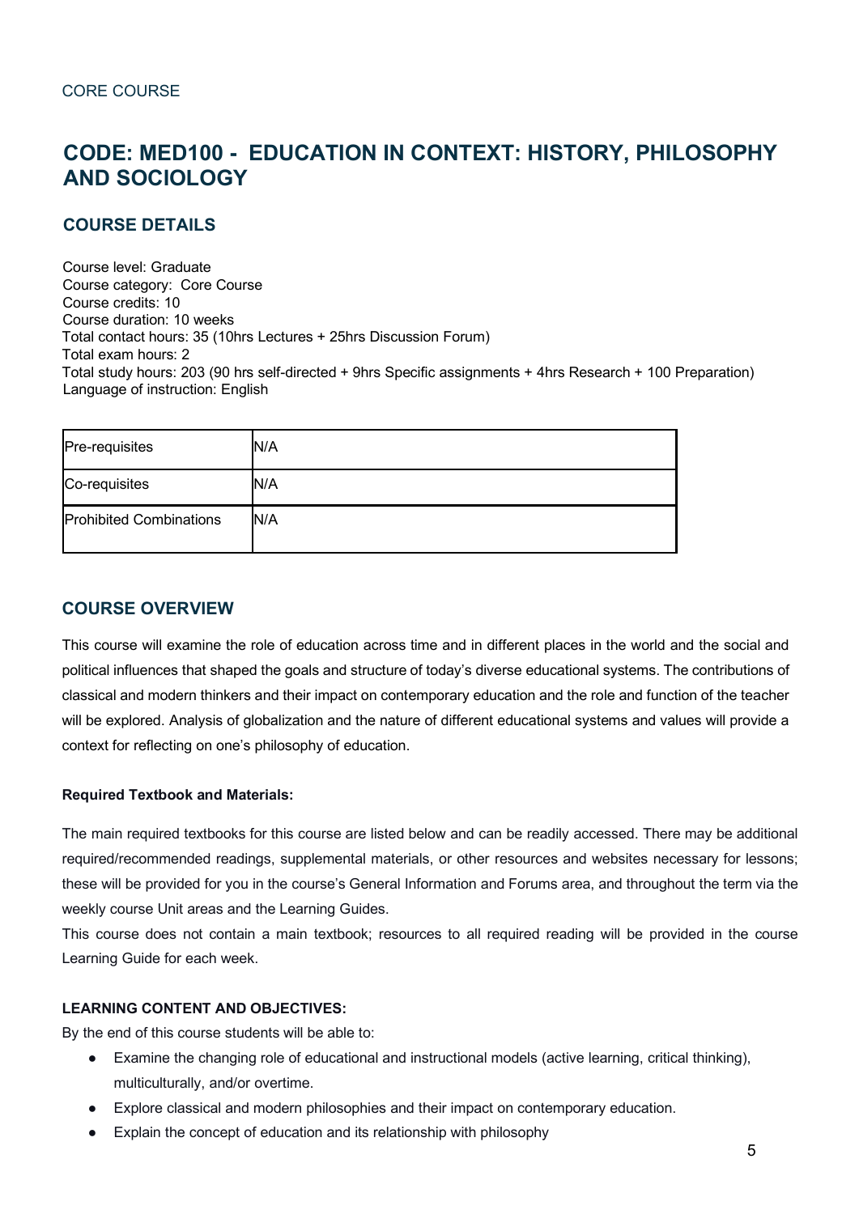CORE COURSE

# CODE: MED100 - EDUCATION IN CONTEXT: HISTORY, PHILOSOPHY AND SOCIOLOGY

## COURSE DETAILS

Course level: Graduate
Course category: Core Course
Course credits: 10
Course duration: 10 weeks
Total contact hours: 35 (10hrs Lectures + 25hrs Discussion Forum)
Total exam hours: 2
Total study hours: 203 (90 hrs self-directed + 9hrs Specific assignments + 4hrs Research + 100 Preparation)
Language of instruction: English

| Pre-requisites | N/A |
|---|---|
| Co-requisites | N/A |
| Prohibited Combinations | N/A |

## COURSE OVERVIEW

This course will examine the role of education across time and in different places in the world and the social and political influences that shaped the goals and structure of today's diverse educational systems. The contributions of classical and modern thinkers and their impact on contemporary education and the role and function of the teacher will be explored. Analysis of globalization and the nature of different educational systems and values will provide a context for reflecting on one's philosophy of education.

**Required Textbook and Materials:**

The main required textbooks for this course are listed below and can be readily accessed. There may be additional required/recommended readings, supplemental materials, or other resources and websites necessary for lessons; these will be provided for you in the course's General Information and Forums area, and throughout the term via the weekly course Unit areas and the Learning Guides.

This course does not contain a main textbook; resources to all required reading will be provided in the course Learning Guide for each week.

**LEARNING CONTENT AND OBJECTIVES:**

By the end of this course students will be able to:

- Examine the changing role of educational and instructional models (active learning, critical thinking), multiculturally, and/or overtime.
- Explore classical and modern philosophies and their impact on contemporary education.
- Explain the concept of education and its relationship with philosophy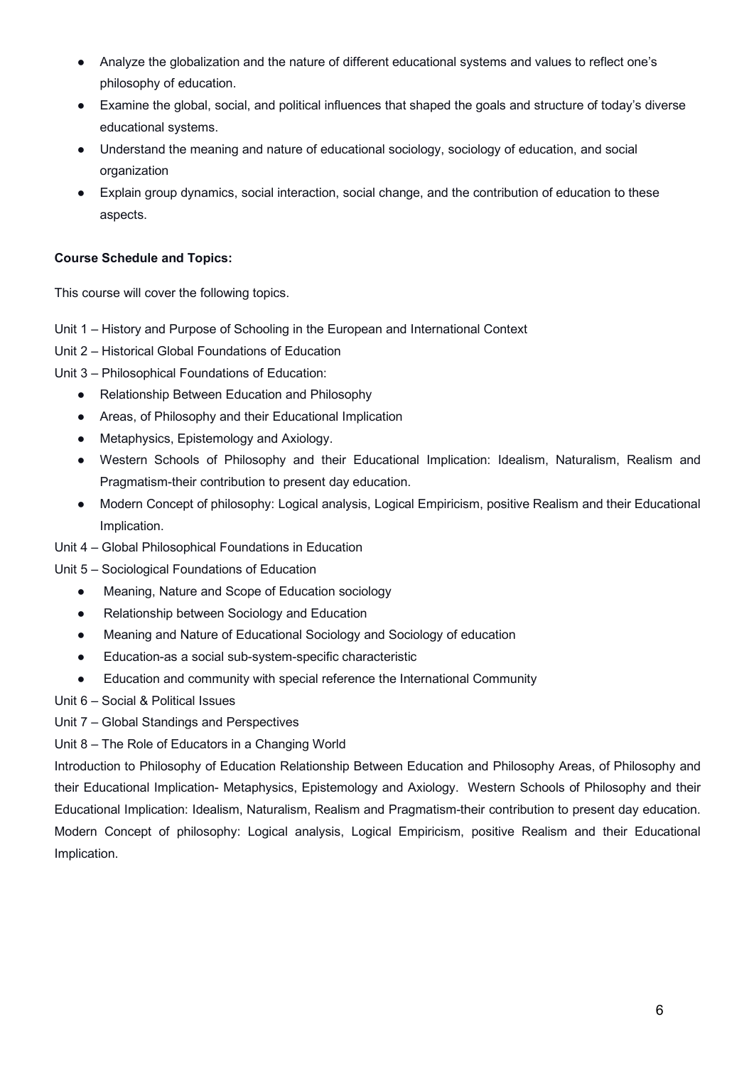- Analyze the globalization and the nature of different educational systems and values to reflect one's philosophy of education.
- Examine the global, social, and political influences that shaped the goals and structure of today's diverse educational systems.
- Understand the meaning and nature of educational sociology, sociology of education, and social organization
- Explain group dynamics, social interaction, social change, and the contribution of education to these aspects.

**Course Schedule and Topics:**

This course will cover the following topics.

Unit 1 – History and Purpose of Schooling in the European and International Context

Unit 2 – Historical Global Foundations of Education

Unit 3 – Philosophical Foundations of Education:

- Relationship Between Education and Philosophy
- Areas, of Philosophy and their Educational Implication
- Metaphysics, Epistemology and Axiology.
- Western Schools of Philosophy and their Educational Implication: Idealism, Naturalism, Realism and Pragmatism-their contribution to present day education.
- Modern Concept of philosophy: Logical analysis, Logical Empiricism, positive Realism and their Educational Implication.

Unit 4 – Global Philosophical Foundations in Education

Unit 5 – Sociological Foundations of Education

- Meaning, Nature and Scope of Education sociology
- Relationship between Sociology and Education
- Meaning and Nature of Educational Sociology and Sociology of education
- Education-as a social sub-system-specific characteristic
- Education and community with special reference the International Community

Unit 6 – Social & Political Issues

Unit 7 – Global Standings and Perspectives

Unit 8 – The Role of Educators in a Changing World

Introduction to Philosophy of Education Relationship Between Education and Philosophy Areas, of Philosophy and their Educational Implication- Metaphysics, Epistemology and Axiology. Western Schools of Philosophy and their Educational Implication: Idealism, Naturalism, Realism and Pragmatism-their contribution to present day education. Modern Concept of philosophy: Logical analysis, Logical Empiricism, positive Realism and their Educational Implication.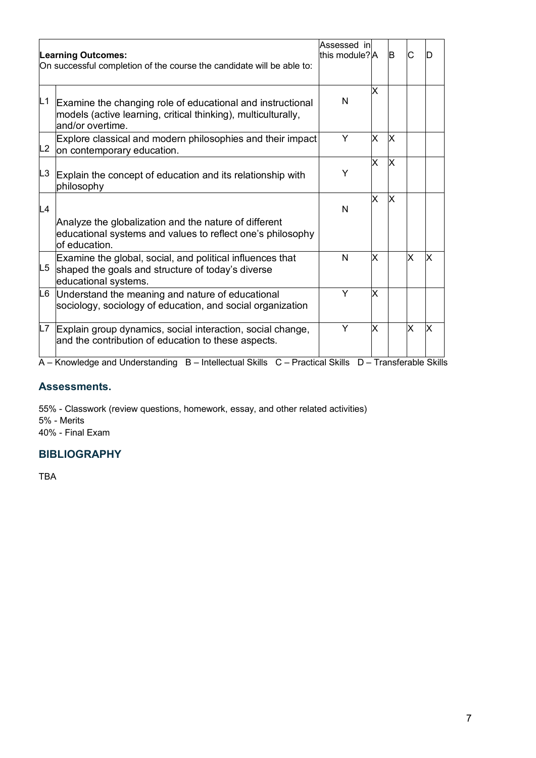| Learning Outcomes: On successful completion of the course the candidate will be able to: | | Assessed in this module? | A | B | C | D |
|---|---|---|---|---|---|---|
| L1 | Examine the changing role of educational and instructional models (active learning, critical thinking), multiculturally, and/or overtime. | N | X | | | |
| L2 | Explore classical and modern philosophies and their impact on contemporary education. | Y | X | X | | |
| L3 | Explain the concept of education and its relationship with philosophy | Y | X | X | | |
| L4 | Analyze the globalization and the nature of different educational systems and values to reflect one's philosophy of education. | N | X | X | | |
| L5 | Examine the global, social, and political influences that shaped the goals and structure of today's diverse educational systems. | N | X | | X | X |
| L6 | Understand the meaning and nature of educational sociology, sociology of education, and social organization | Y | X | | | |
| L7 | Explain group dynamics, social interaction, social change, and the contribution of education to these aspects. | Y | X | | X | X |

A – Knowledge and Understanding B – Intellectual Skills C – Practical Skills D – Transferable Skills

## Assessments.

55% - Classwork (review questions, homework, essay, and other related activities)
5% - Merits
40% - Final Exam

## BIBLIOGRAPHY

TBA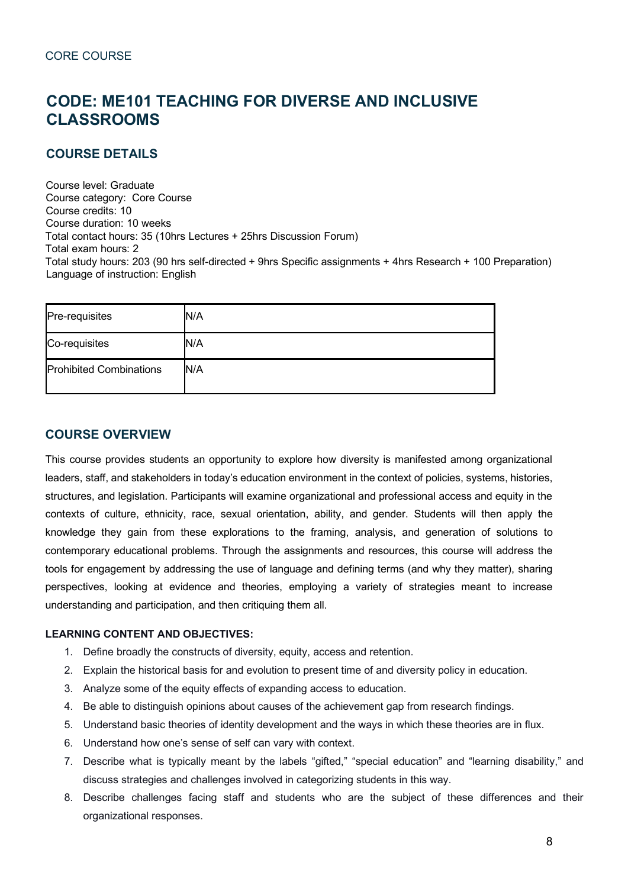CORE COURSE

# CODE: ME101 TEACHING FOR DIVERSE AND INCLUSIVE CLASSROOMS

## COURSE DETAILS

Course level: Graduate
Course category: Core Course
Course credits: 10
Course duration: 10 weeks
Total contact hours: 35 (10hrs Lectures + 25hrs Discussion Forum)
Total exam hours: 2
Total study hours: 203 (90 hrs self-directed + 9hrs Specific assignments + 4hrs Research + 100 Preparation)
Language of instruction: English

| Pre-requisites | N/A |
| --- | --- |
| Co-requisites | N/A |
| Prohibited Combinations | N/A |

## COURSE OVERVIEW

This course provides students an opportunity to explore how diversity is manifested among organizational leaders, staff, and stakeholders in today's education environment in the context of policies, systems, histories, structures, and legislation. Participants will examine organizational and professional access and equity in the contexts of culture, ethnicity, race, sexual orientation, ability, and gender. Students will then apply the knowledge they gain from these explorations to the framing, analysis, and generation of solutions to contemporary educational problems. Through the assignments and resources, this course will address the tools for engagement by addressing the use of language and defining terms (and why they matter), sharing perspectives, looking at evidence and theories, employing a variety of strategies meant to increase understanding and participation, and then critiquing them all.

**LEARNING CONTENT AND OBJECTIVES:**

1. Define broadly the constructs of diversity, equity, access and retention.
2. Explain the historical basis for and evolution to present time of and diversity policy in education.
3. Analyze some of the equity effects of expanding access to education.
4. Be able to distinguish opinions about causes of the achievement gap from research findings.
5. Understand basic theories of identity development and the ways in which these theories are in flux.
6. Understand how one's sense of self can vary with context.
7. Describe what is typically meant by the labels "gifted," "special education" and "learning disability," and discuss strategies and challenges involved in categorizing students in this way.
8. Describe challenges facing staff and students who are the subject of these differences and their organizational responses.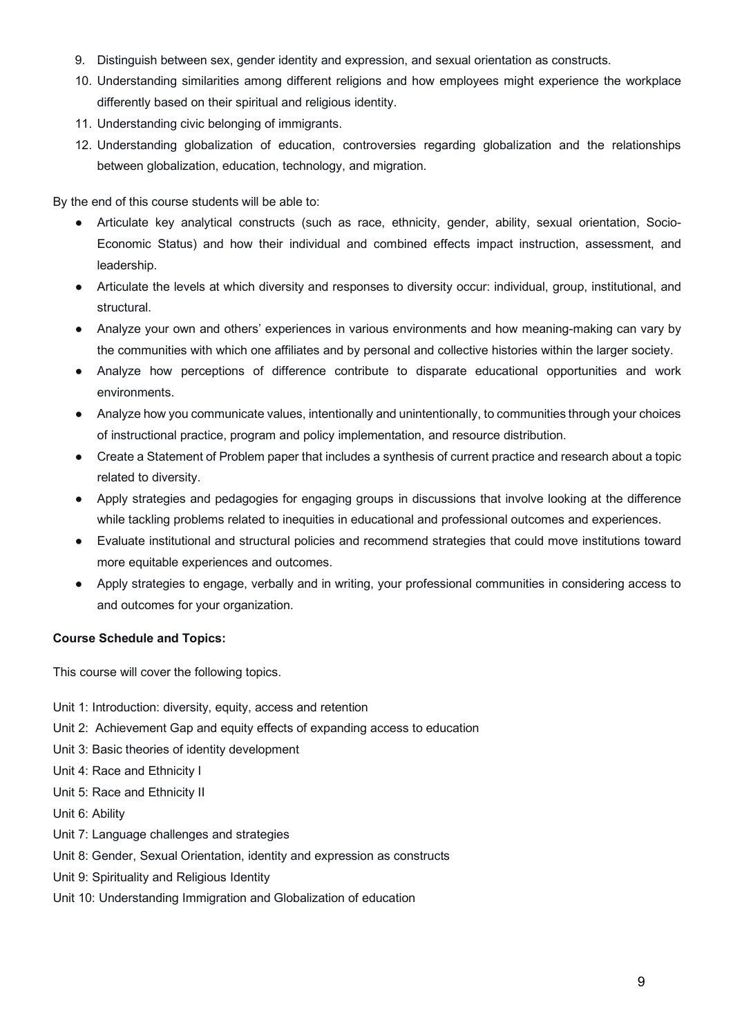9. Distinguish between sex, gender identity and expression, and sexual orientation as constructs.
10. Understanding similarities among different religions and how employees might experience the workplace differently based on their spiritual and religious identity.
11. Understanding civic belonging of immigrants.
12. Understanding globalization of education, controversies regarding globalization and the relationships between globalization, education, technology, and migration.

By the end of this course students will be able to:

- Articulate key analytical constructs (such as race, ethnicity, gender, ability, sexual orientation, Socio-Economic Status) and how their individual and combined effects impact instruction, assessment, and leadership.
- Articulate the levels at which diversity and responses to diversity occur: individual, group, institutional, and structural.
- Analyze your own and others' experiences in various environments and how meaning-making can vary by the communities with which one affiliates and by personal and collective histories within the larger society.
- Analyze how perceptions of difference contribute to disparate educational opportunities and work environments.
- Analyze how you communicate values, intentionally and unintentionally, to communities through your choices of instructional practice, program and policy implementation, and resource distribution.
- Create a Statement of Problem paper that includes a synthesis of current practice and research about a topic related to diversity.
- Apply strategies and pedagogies for engaging groups in discussions that involve looking at the difference while tackling problems related to inequities in educational and professional outcomes and experiences.
- Evaluate institutional and structural policies and recommend strategies that could move institutions toward more equitable experiences and outcomes.
- Apply strategies to engage, verbally and in writing, your professional communities in considering access to and outcomes for your organization.

**Course Schedule and Topics:**

This course will cover the following topics.

Unit 1: Introduction: diversity, equity, access and retention

Unit 2: Achievement Gap and equity effects of expanding access to education

Unit 3: Basic theories of identity development

Unit 4: Race and Ethnicity I

Unit 5: Race and Ethnicity II

Unit 6: Ability

Unit 7: Language challenges and strategies

Unit 8: Gender, Sexual Orientation, identity and expression as constructs

Unit 9: Spirituality and Religious Identity

Unit 10: Understanding Immigration and Globalization of education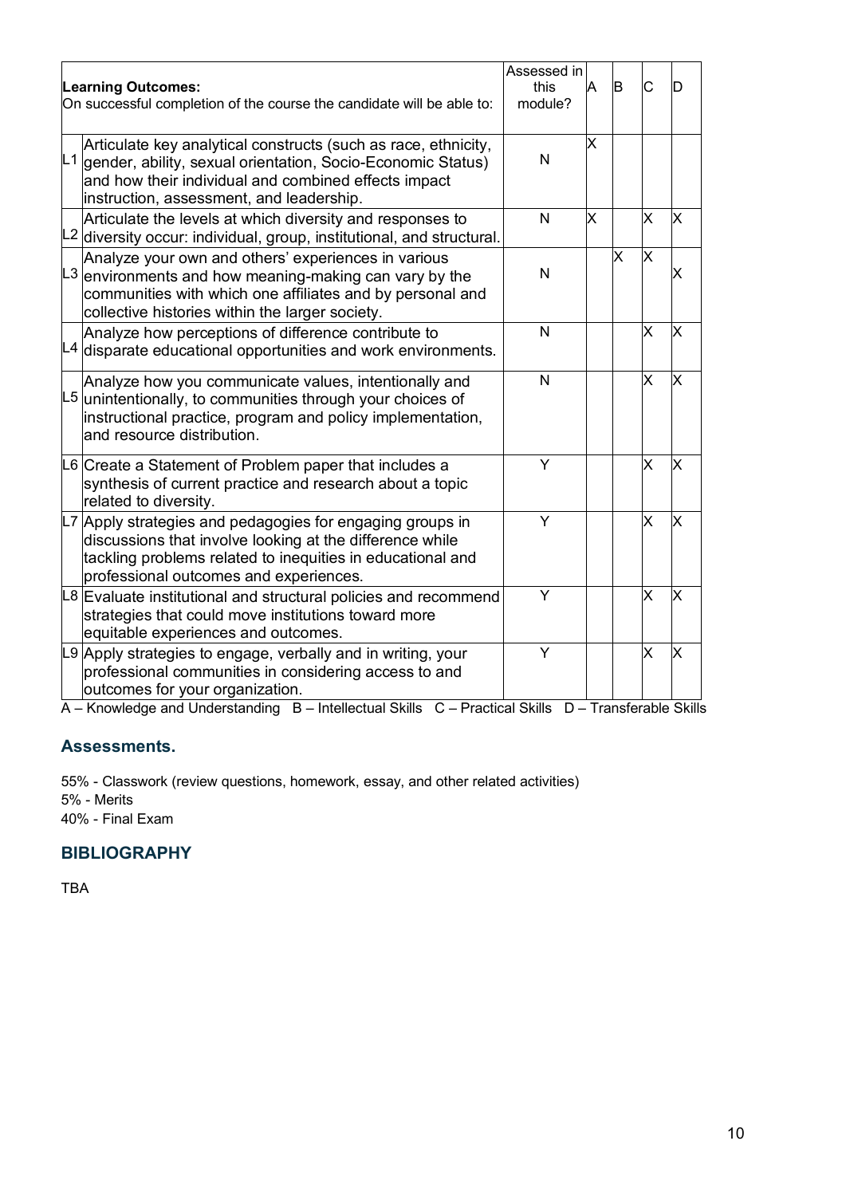| | **Learning Outcomes:** On successful completion of the course the candidate will be able to: | Assessed in this module? | A | B | C | D |
|---|---|---|---|---|---|---|
| L1 | Articulate key analytical constructs (such as race, ethnicity, gender, ability, sexual orientation, Socio-Economic Status) and how their individual and combined effects impact instruction, assessment, and leadership. | N | X | | | |
| L2 | Articulate the levels at which diversity and responses to diversity occur: individual, group, institutional, and structural. | N | X | | X | X |
| L3 | Analyze your own and others' experiences in various environments and how meaning-making can vary by the communities with which one affiliates and by personal and collective histories within the larger society. | N | | X | X | X |
| L4 | Analyze how perceptions of difference contribute to disparate educational opportunities and work environments. | N | | | X | X |
| L5 | Analyze how you communicate values, intentionally and unintentionally, to communities through your choices of instructional practice, program and policy implementation, and resource distribution. | N | | | X | X |
| L6 | Create a Statement of Problem paper that includes a synthesis of current practice and research about a topic related to diversity. | Y | | | X | X |
| L7 | Apply strategies and pedagogies for engaging groups in discussions that involve looking at the difference while tackling problems related to inequities in educational and professional outcomes and experiences. | Y | | | X | X |
| L8 | Evaluate institutional and structural policies and recommend strategies that could move institutions toward more equitable experiences and outcomes. | Y | | | X | X |
| L9 | Apply strategies to engage, verbally and in writing, your professional communities in considering access to and outcomes for your organization. | Y | | | X | X |

A – Knowledge and Understanding B – Intellectual Skills C – Practical Skills D – Transferable Skills

## Assessments.

55% - Classwork (review questions, homework, essay, and other related activities)
5% - Merits
40% - Final Exam

## BIBLIOGRAPHY

TBA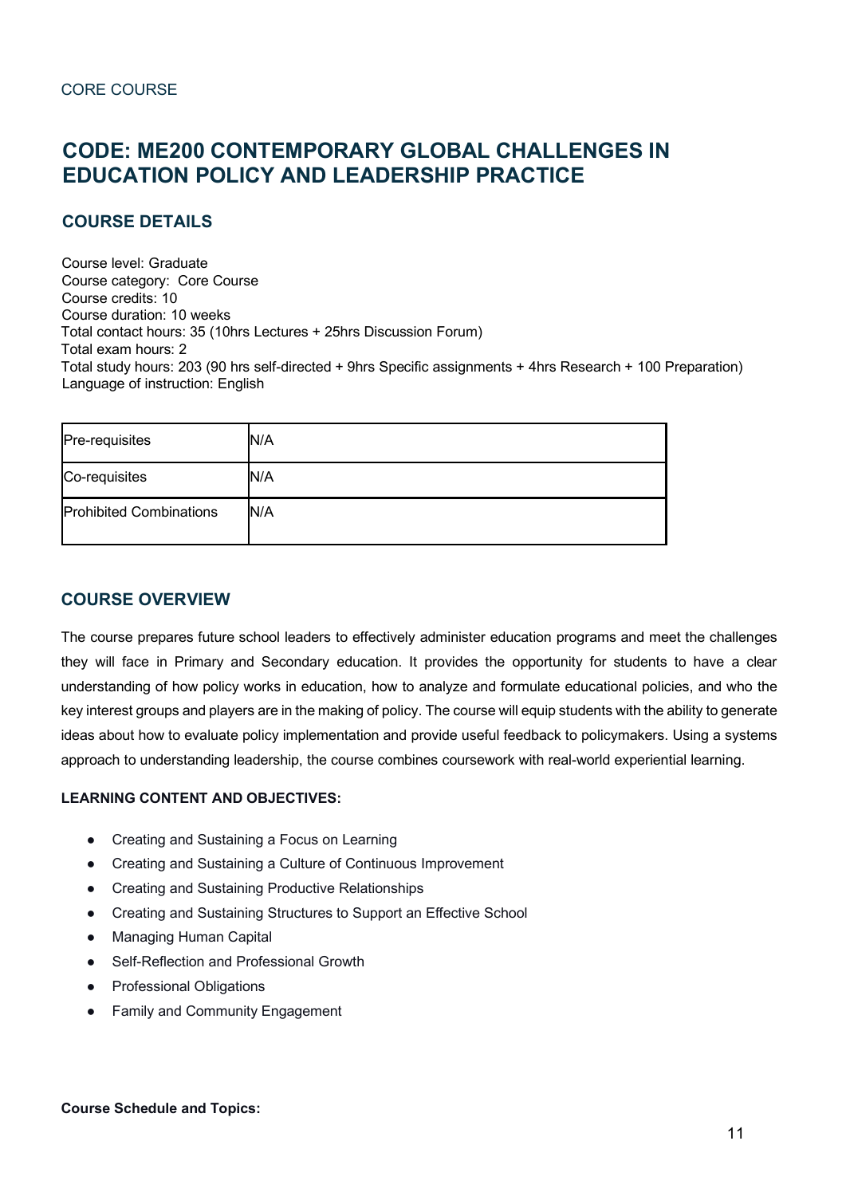CORE COURSE

# CODE: ME200 CONTEMPORARY GLOBAL CHALLENGES IN EDUCATION POLICY AND LEADERSHIP PRACTICE

## COURSE DETAILS

Course level: Graduate
Course category: Core Course
Course credits: 10
Course duration: 10 weeks
Total contact hours: 35 (10hrs Lectures + 25hrs Discussion Forum)
Total exam hours: 2
Total study hours: 203 (90 hrs self-directed + 9hrs Specific assignments + 4hrs Research + 100 Preparation)
Language of instruction: English

| Pre-requisites | N/A |
|---|---|
| Co-requisites | N/A |
| Prohibited Combinations | N/A |

## COURSE OVERVIEW

The course prepares future school leaders to effectively administer education programs and meet the challenges they will face in Primary and Secondary education. It provides the opportunity for students to have a clear understanding of how policy works in education, how to analyze and formulate educational policies, and who the key interest groups and players are in the making of policy. The course will equip students with the ability to generate ideas about how to evaluate policy implementation and provide useful feedback to policymakers. Using a systems approach to understanding leadership, the course combines coursework with real-world experiential learning.

**LEARNING CONTENT AND OBJECTIVES:**

- Creating and Sustaining a Focus on Learning
- Creating and Sustaining a Culture of Continuous Improvement
- Creating and Sustaining Productive Relationships
- Creating and Sustaining Structures to Support an Effective School
- Managing Human Capital
- Self-Reflection and Professional Growth
- Professional Obligations
- Family and Community Engagement

**Course Schedule and Topics:**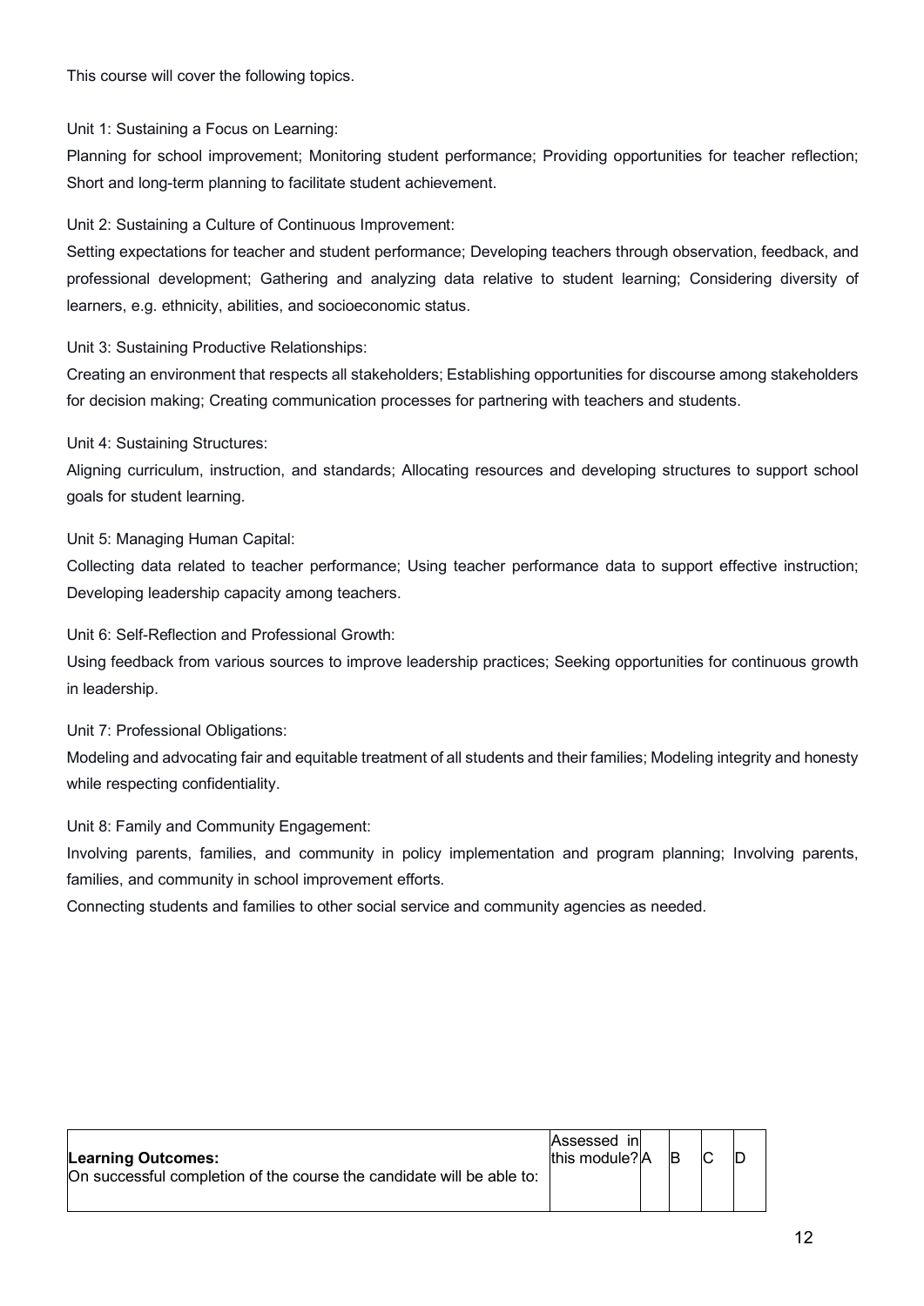This course will cover the following topics.

Unit 1: Sustaining a Focus on Learning:

Planning for school improvement; Monitoring student performance; Providing opportunities for teacher reflection; Short and long-term planning to facilitate student achievement.

Unit 2: Sustaining a Culture of Continuous Improvement:

Setting expectations for teacher and student performance; Developing teachers through observation, feedback, and professional development; Gathering and analyzing data relative to student learning; Considering diversity of learners, e.g. ethnicity, abilities, and socioeconomic status.

Unit 3: Sustaining Productive Relationships:

Creating an environment that respects all stakeholders; Establishing opportunities for discourse among stakeholders for decision making; Creating communication processes for partnering with teachers and students.

Unit 4: Sustaining Structures:

Aligning curriculum, instruction, and standards; Allocating resources and developing structures to support school goals for student learning.

Unit 5: Managing Human Capital:

Collecting data related to teacher performance; Using teacher performance data to support effective instruction; Developing leadership capacity among teachers.

Unit 6: Self-Reflection and Professional Growth:

Using feedback from various sources to improve leadership practices; Seeking opportunities for continuous growth in leadership.

Unit 7: Professional Obligations:

Modeling and advocating fair and equitable treatment of all students and their families; Modeling integrity and honesty while respecting confidentiality.

Unit 8: Family and Community Engagement:

Involving parents, families, and community in policy implementation and program planning; Involving parents, families, and community in school improvement efforts.

Connecting students and families to other social service and community agencies as needed.

| **Learning Outcomes:** On successful completion of the course the candidate will be able to: | Assessed in this module? | A | B | C | D |
|---|---|---|---|---|---|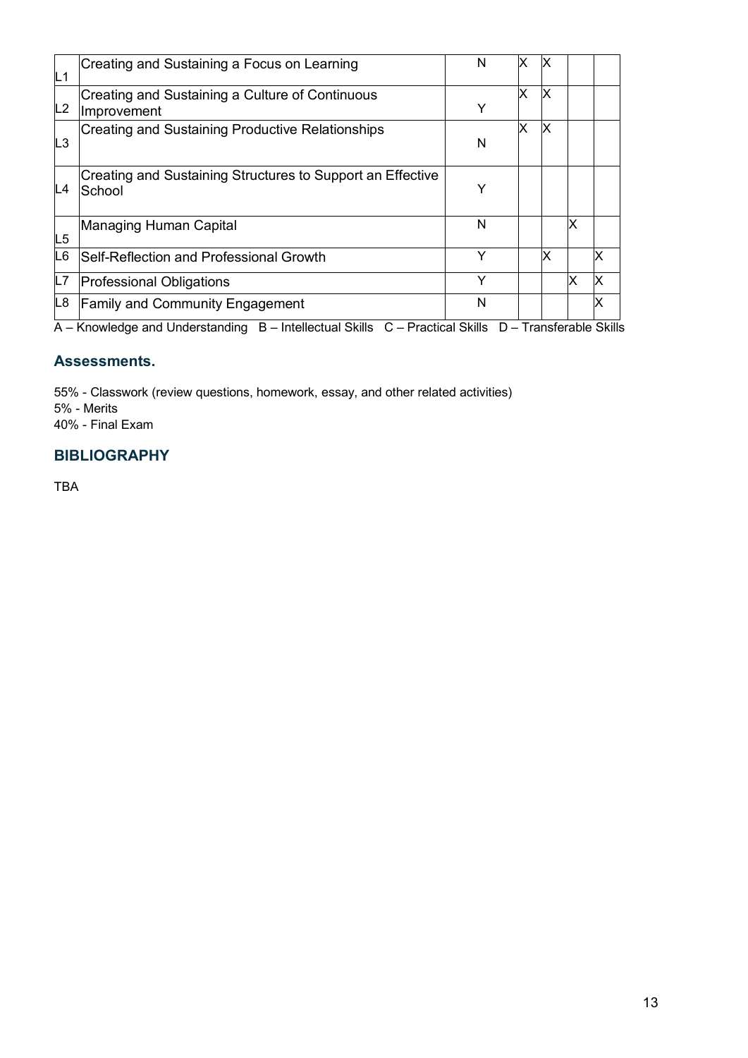| | | | A | B | C | D |
|---|---|---|---|---|---|---|
| L1 | Creating and Sustaining a Focus on Learning | N | X | X | | |
| L2 | Creating and Sustaining a Culture of Continuous Improvement | Y | X | X | | |
| L3 | Creating and Sustaining Productive Relationships | N | X | X | | |
| L4 | Creating and Sustaining Structures to Support an Effective School | Y | | | | |
| L5 | Managing Human Capital | N | | | X | |
| L6 | Self-Reflection and Professional Growth | Y | | X | | X |
| L7 | Professional Obligations | Y | | | X | X |
| L8 | Family and Community Engagement | N | | | | X |

A – Knowledge and Understanding B – Intellectual Skills C – Practical Skills D – Transferable Skills

## Assessments.

55% - Classwork (review questions, homework, essay, and other related activities)
5% - Merits
40% - Final Exam

## BIBLIOGRAPHY

TBA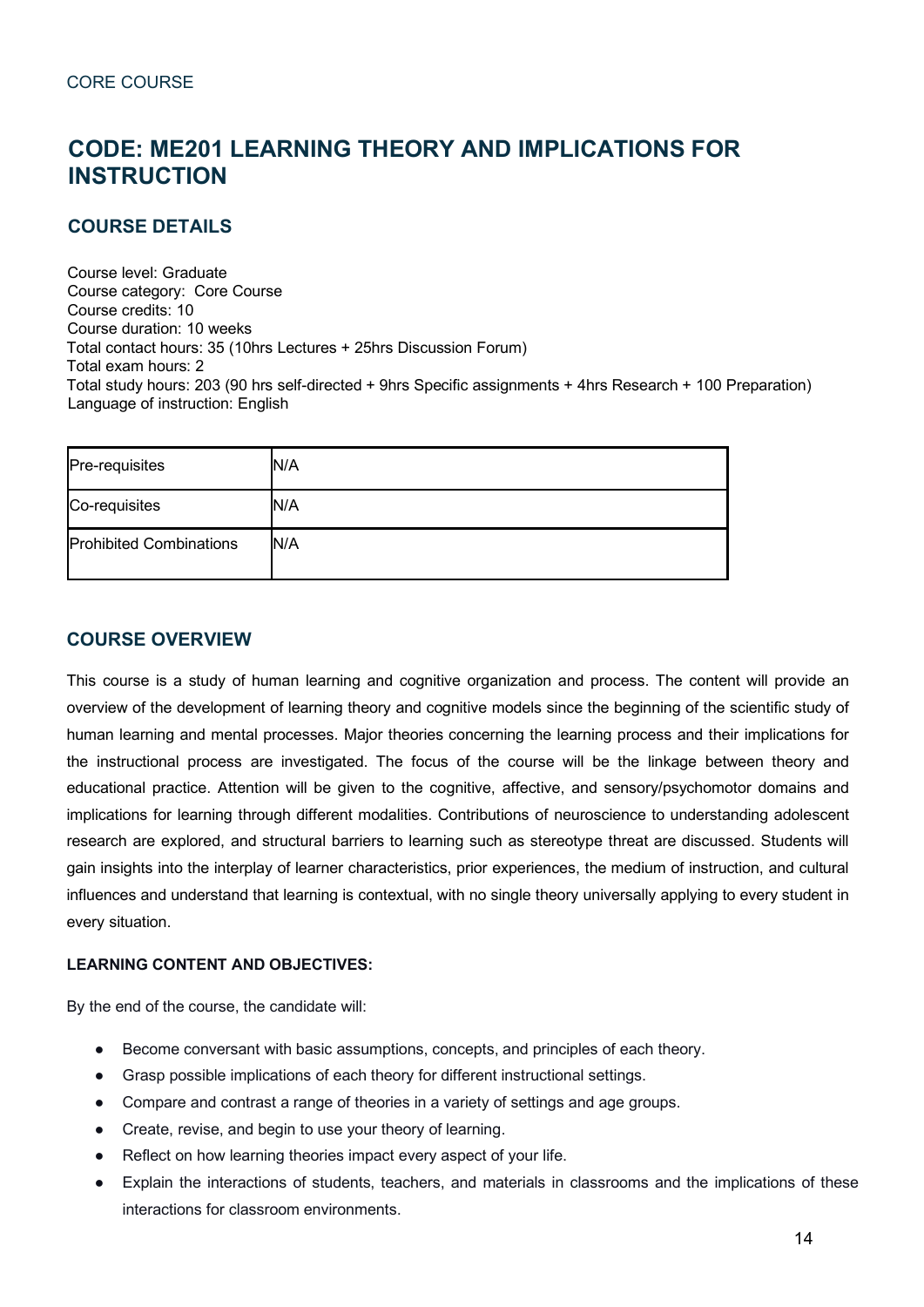CORE COURSE

# CODE: ME201 LEARNING THEORY AND IMPLICATIONS FOR INSTRUCTION

## COURSE DETAILS

Course level: Graduate
Course category: Core Course
Course credits: 10
Course duration: 10 weeks
Total contact hours: 35 (10hrs Lectures + 25hrs Discussion Forum)
Total exam hours: 2
Total study hours: 203 (90 hrs self-directed + 9hrs Specific assignments + 4hrs Research + 100 Preparation)
Language of instruction: English

| Pre-requisites | N/A |
|---|---|
| Co-requisites | N/A |
| Prohibited Combinations | N/A |

## COURSE OVERVIEW

This course is a study of human learning and cognitive organization and process. The content will provide an overview of the development of learning theory and cognitive models since the beginning of the scientific study of human learning and mental processes. Major theories concerning the learning process and their implications for the instructional process are investigated. The focus of the course will be the linkage between theory and educational practice. Attention will be given to the cognitive, affective, and sensory/psychomotor domains and implications for learning through different modalities. Contributions of neuroscience to understanding adolescent research are explored, and structural barriers to learning such as stereotype threat are discussed. Students will gain insights into the interplay of learner characteristics, prior experiences, the medium of instruction, and cultural influences and understand that learning is contextual, with no single theory universally applying to every student in every situation.

**LEARNING CONTENT AND OBJECTIVES:**

By the end of the course, the candidate will:

- Become conversant with basic assumptions, concepts, and principles of each theory.
- Grasp possible implications of each theory for different instructional settings.
- Compare and contrast a range of theories in a variety of settings and age groups.
- Create, revise, and begin to use your theory of learning.
- Reflect on how learning theories impact every aspect of your life.
- Explain the interactions of students, teachers, and materials in classrooms and the implications of these interactions for classroom environments.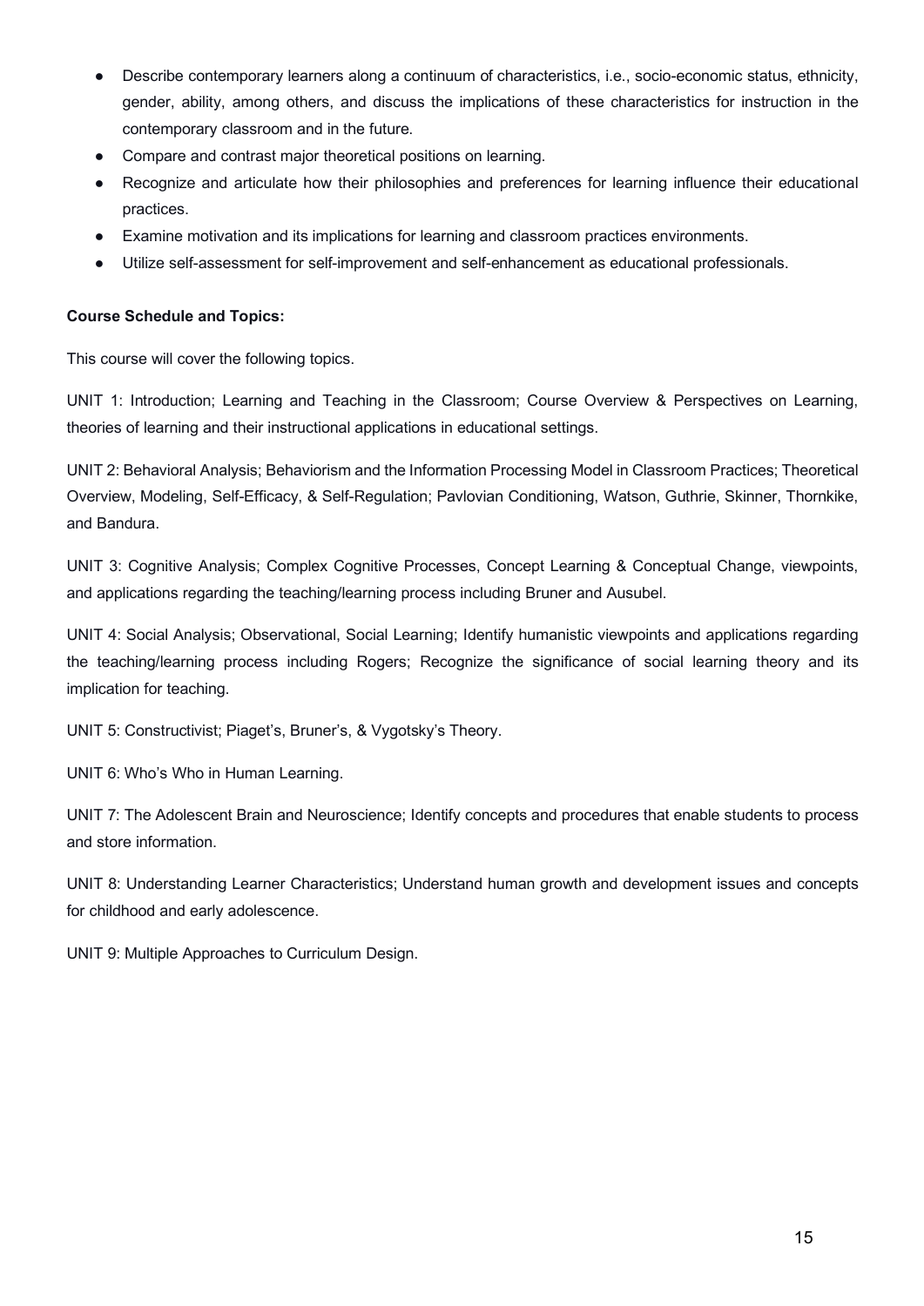- Describe contemporary learners along a continuum of characteristics, i.e., socio-economic status, ethnicity, gender, ability, among others, and discuss the implications of these characteristics for instruction in the contemporary classroom and in the future.
- Compare and contrast major theoretical positions on learning.
- Recognize and articulate how their philosophies and preferences for learning influence their educational practices.
- Examine motivation and its implications for learning and classroom practices environments.
- Utilize self-assessment for self-improvement and self-enhancement as educational professionals.

**Course Schedule and Topics:**

This course will cover the following topics.

UNIT 1: Introduction; Learning and Teaching in the Classroom; Course Overview & Perspectives on Learning, theories of learning and their instructional applications in educational settings.

UNIT 2: Behavioral Analysis; Behaviorism and the Information Processing Model in Classroom Practices; Theoretical Overview, Modeling, Self-Efficacy, & Self-Regulation; Pavlovian Conditioning, Watson, Guthrie, Skinner, Thornkike, and Bandura.

UNIT 3: Cognitive Analysis; Complex Cognitive Processes, Concept Learning & Conceptual Change, viewpoints, and applications regarding the teaching/learning process including Bruner and Ausubel.

UNIT 4: Social Analysis; Observational, Social Learning; Identify humanistic viewpoints and applications regarding the teaching/learning process including Rogers; Recognize the significance of social learning theory and its implication for teaching.

UNIT 5: Constructivist; Piaget's, Bruner's, & Vygotsky's Theory.

UNIT 6: Who's Who in Human Learning.

UNIT 7: The Adolescent Brain and Neuroscience; Identify concepts and procedures that enable students to process and store information.

UNIT 8: Understanding Learner Characteristics; Understand human growth and development issues and concepts for childhood and early adolescence.

UNIT 9: Multiple Approaches to Curriculum Design.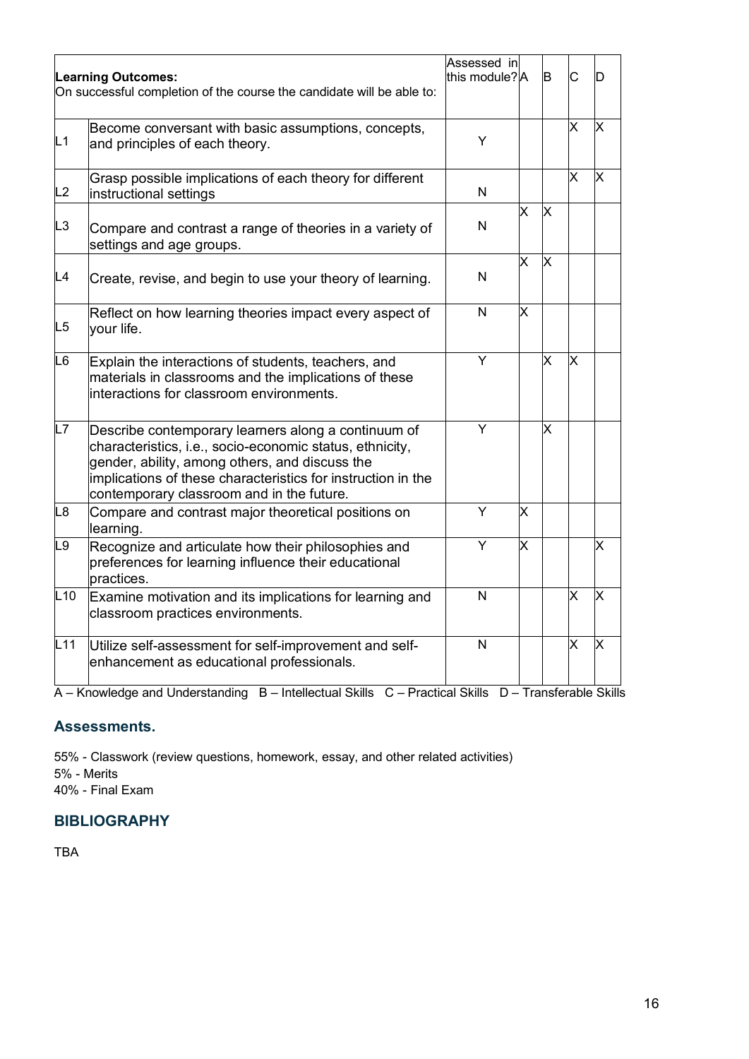| **Learning Outcomes:**<br>On successful completion of the course the candidate will be able to: | | Assessed in this module? | A | B | C | D |
|---|---|---|---|---|---|---|
| L1 | Become conversant with basic assumptions, concepts, and principles of each theory. | Y | | | X | X |
| L2 | Grasp possible implications of each theory for different instructional settings | N | | | X | X |
| L3 | Compare and contrast a range of theories in a variety of settings and age groups. | N | X | X | | |
| L4 | Create, revise, and begin to use your theory of learning. | N | X | X | | |
| L5 | Reflect on how learning theories impact every aspect of your life. | N | X | | | |
| L6 | Explain the interactions of students, teachers, and materials in classrooms and the implications of these interactions for classroom environments. | Y | | X | X | |
| L7 | Describe contemporary learners along a continuum of characteristics, i.e., socio-economic status, ethnicity, gender, ability, among others, and discuss the implications of these characteristics for instruction in the contemporary classroom and in the future. | Y | | X | | |
| L8 | Compare and contrast major theoretical positions on learning. | Y | X | | | |
| L9 | Recognize and articulate how their philosophies and preferences for learning influence their educational practices. | Y | X | | | X |
| L10 | Examine motivation and its implications for learning and classroom practices environments. | N | | | X | X |
| L11 | Utilize self-assessment for self-improvement and self-enhancement as educational professionals. | N | | | X | X |

A – Knowledge and Understanding B – Intellectual Skills C – Practical Skills D – Transferable Skills

## Assessments.

55% - Classwork (review questions, homework, essay, and other related activities)
5% - Merits
40% - Final Exam

## BIBLIOGRAPHY

TBA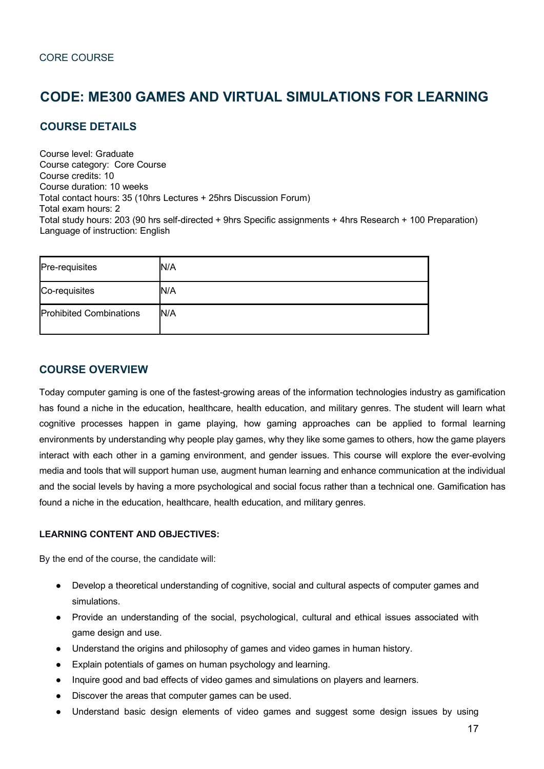CORE COURSE

# CODE: ME300 GAMES AND VIRTUAL SIMULATIONS FOR LEARNING

## COURSE DETAILS

Course level: Graduate
Course category: Core Course
Course credits: 10
Course duration: 10 weeks
Total contact hours: 35 (10hrs Lectures + 25hrs Discussion Forum)
Total exam hours: 2
Total study hours: 203 (90 hrs self-directed + 9hrs Specific assignments + 4hrs Research + 100 Preparation)
Language of instruction: English

| Pre-requisites | N/A |
|---|---|
| Co-requisites | N/A |
| Prohibited Combinations | N/A |

## COURSE OVERVIEW

Today computer gaming is one of the fastest-growing areas of the information technologies industry as gamification has found a niche in the education, healthcare, health education, and military genres. The student will learn what cognitive processes happen in game playing, how gaming approaches can be applied to formal learning environments by understanding why people play games, why they like some games to others, how the game players interact with each other in a gaming environment, and gender issues. This course will explore the ever-evolving media and tools that will support human use, augment human learning and enhance communication at the individual and the social levels by having a more psychological and social focus rather than a technical one. Gamification has found a niche in the education, healthcare, health education, and military genres.

**LEARNING CONTENT AND OBJECTIVES:**

By the end of the course, the candidate will:

- Develop a theoretical understanding of cognitive, social and cultural aspects of computer games and simulations.
- Provide an understanding of the social, psychological, cultural and ethical issues associated with game design and use.
- Understand the origins and philosophy of games and video games in human history.
- Explain potentials of games on human psychology and learning.
- Inquire good and bad effects of video games and simulations on players and learners.
- Discover the areas that computer games can be used.
- Understand basic design elements of video games and suggest some design issues by using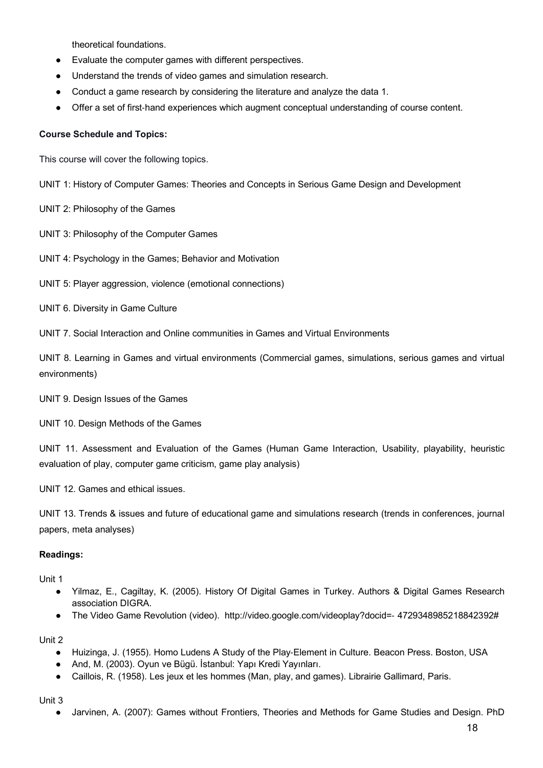theoretical foundations.

- Evaluate the computer games with different perspectives.
- Understand the trends of video games and simulation research.
- Conduct a game research by considering the literature and analyze the data 1.
- Offer a set of first-hand experiences which augment conceptual understanding of course content.

**Course Schedule and Topics:**

This course will cover the following topics.

UNIT 1: History of Computer Games: Theories and Concepts in Serious Game Design and Development

UNIT 2: Philosophy of the Games

UNIT 3: Philosophy of the Computer Games

UNIT 4: Psychology in the Games; Behavior and Motivation

UNIT 5: Player aggression, violence (emotional connections)

UNIT 6. Diversity in Game Culture

UNIT 7. Social Interaction and Online communities in Games and Virtual Environments

UNIT 8. Learning in Games and virtual environments (Commercial games, simulations, serious games and virtual environments)

UNIT 9. Design Issues of the Games

UNIT 10. Design Methods of the Games

UNIT 11. Assessment and Evaluation of the Games (Human Game Interaction, Usability, playability, heuristic evaluation of play, computer game criticism, game play analysis)

UNIT 12. Games and ethical issues.

UNIT 13. Trends & issues and future of educational game and simulations research (trends in conferences, journal papers, meta analyses)

**Readings:**

Unit 1

- Yilmaz, E., Cagiltay, K. (2005). History Of Digital Games in Turkey. Authors & Digital Games Research association DIGRA.
- The Video Game Revolution (video). http://video.google.com/videoplay?docid=- 4729348985218842392#

Unit 2

- Huizinga, J. (1955). Homo Ludens A Study of the Play-Element in Culture. Beacon Press. Boston, USA
- And, M. (2003). Oyun ve Bügü. İstanbul: Yapı Kredi Yayınları.
- Caillois, R. (1958). Les jeux et les hommes (Man, play, and games). Librairie Gallimard, Paris.

Unit 3

- Jarvinen, A. (2007): Games without Frontiers, Theories and Methods for Game Studies and Design. PhD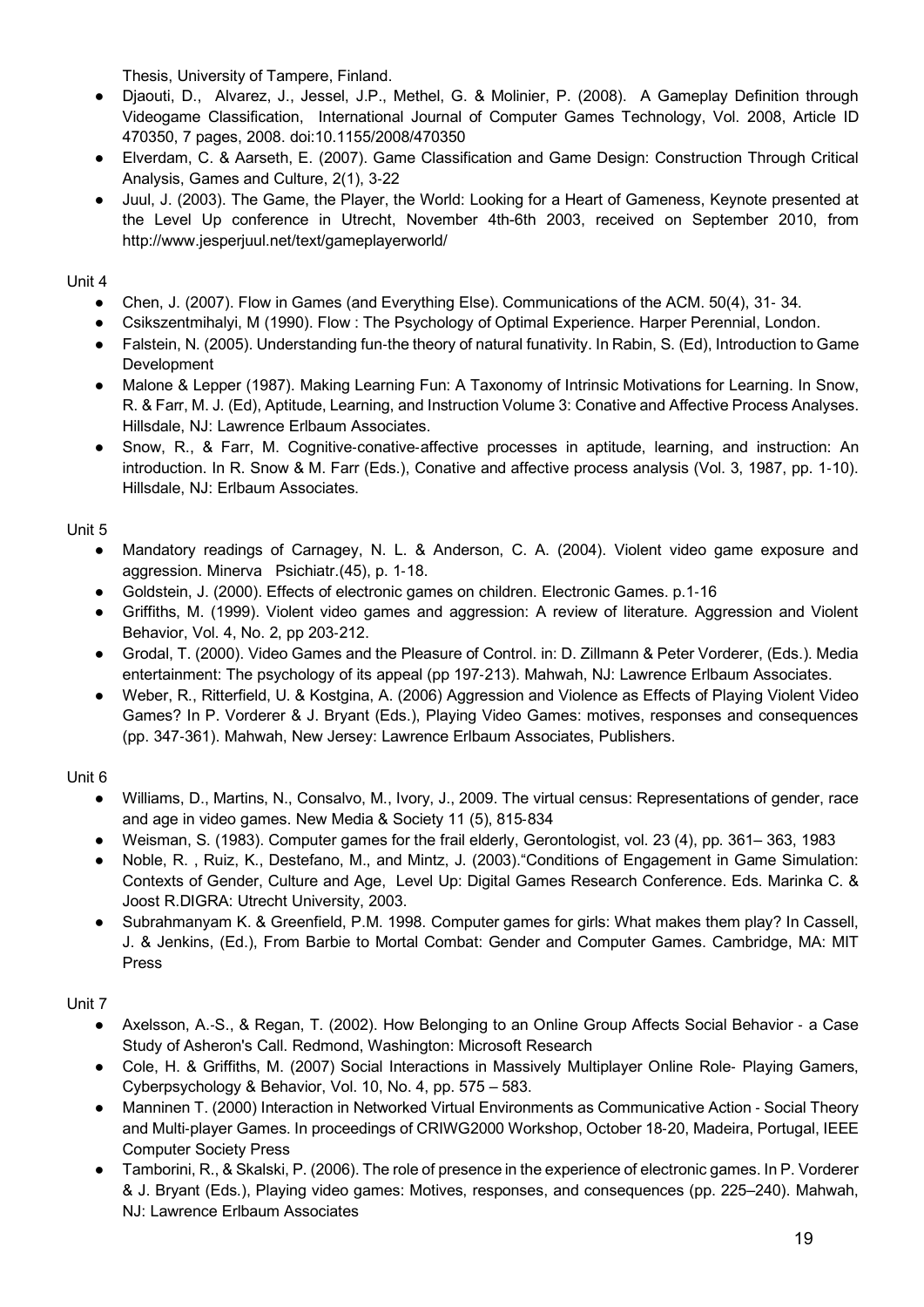Thesis, University of Tampere, Finland.

- Djaouti, D., Alvarez, J., Jessel, J.P., Methel, G. & Molinier, P. (2008). A Gameplay Definition through Videogame Classification, International Journal of Computer Games Technology, Vol. 2008, Article ID 470350, 7 pages, 2008. doi:10.1155/2008/470350
- Elverdam, C. & Aarseth, E. (2007). Game Classification and Game Design: Construction Through Critical Analysis, Games and Culture, 2(1), 3-22
- Juul, J. (2003). The Game, the Player, the World: Looking for a Heart of Gameness, Keynote presented at the Level Up conference in Utrecht, November 4th-6th 2003, received on September 2010, from http://www.jesperjuul.net/text/gameplayerworld/

Unit 4

- Chen, J. (2007). Flow in Games (and Everything Else). Communications of the ACM. 50(4), 31- 34.
- Csikszentmihalyi, M (1990). Flow : The Psychology of Optimal Experience. Harper Perennial, London.
- Falstein, N. (2005). Understanding fun-the theory of natural funativity. In Rabin, S. (Ed), Introduction to Game Development
- Malone & Lepper (1987). Making Learning Fun: A Taxonomy of Intrinsic Motivations for Learning. In Snow, R. & Farr, M. J. (Ed), Aptitude, Learning, and Instruction Volume 3: Conative and Affective Process Analyses. Hillsdale, NJ: Lawrence Erlbaum Associates.
- Snow, R., & Farr, M. Cognitive-conative-affective processes in aptitude, learning, and instruction: An introduction. In R. Snow & M. Farr (Eds.), Conative and affective process analysis (Vol. 3, 1987, pp. 1-10). Hillsdale, NJ: Erlbaum Associates.

Unit 5

- Mandatory readings of Carnagey, N. L. & Anderson, C. A. (2004). Violent video game exposure and aggression. Minerva Psichiatr.(45), p. 1-18.
- Goldstein, J. (2000). Effects of electronic games on children. Electronic Games. p.1-16
- Griffiths, M. (1999). Violent video games and aggression: A review of literature. Aggression and Violent Behavior, Vol. 4, No. 2, pp 203-212.
- Grodal, T. (2000). Video Games and the Pleasure of Control. in: D. Zillmann & Peter Vorderer, (Eds.). Media entertainment: The psychology of its appeal (pp 197-213). Mahwah, NJ: Lawrence Erlbaum Associates.
- Weber, R., Ritterfield, U. & Kostgina, A. (2006) Aggression and Violence as Effects of Playing Violent Video Games? In P. Vorderer & J. Bryant (Eds.), Playing Video Games: motives, responses and consequences (pp. 347-361). Mahwah, New Jersey: Lawrence Erlbaum Associates, Publishers.

Unit 6

- Williams, D., Martins, N., Consalvo, M., Ivory, J., 2009. The virtual census: Representations of gender, race and age in video games. New Media & Society 11 (5), 815-834
- Weisman, S. (1983). Computer games for the frail elderly, Gerontologist, vol. 23 (4), pp. 361– 363, 1983
- Noble, R. , Ruiz, K., Destefano, M., and Mintz, J. (2003)."Conditions of Engagement in Game Simulation: Contexts of Gender, Culture and Age, Level Up: Digital Games Research Conference. Eds. Marinka C. & Joost R.DIGRA: Utrecht University, 2003.
- Subrahmanyam K. & Greenfield, P.M. 1998. Computer games for girls: What makes them play? In Cassell, J. & Jenkins, (Ed.), From Barbie to Mortal Combat: Gender and Computer Games. Cambridge, MA: MIT Press

Unit 7

- Axelsson, A.-S., & Regan, T. (2002). How Belonging to an Online Group Affects Social Behavior - a Case Study of Asheron's Call. Redmond, Washington: Microsoft Research
- Cole, H. & Griffiths, M. (2007) Social Interactions in Massively Multiplayer Online Role- Playing Gamers, Cyberpsychology & Behavior, Vol. 10, No. 4, pp. 575 – 583.
- Manninen T. (2000) Interaction in Networked Virtual Environments as Communicative Action - Social Theory and Multi-player Games. In proceedings of CRIWG2000 Workshop, October 18-20, Madeira, Portugal, IEEE Computer Society Press
- Tamborini, R., & Skalski, P. (2006). The role of presence in the experience of electronic games. In P. Vorderer & J. Bryant (Eds.), Playing video games: Motives, responses, and consequences (pp. 225–240). Mahwah, NJ: Lawrence Erlbaum Associates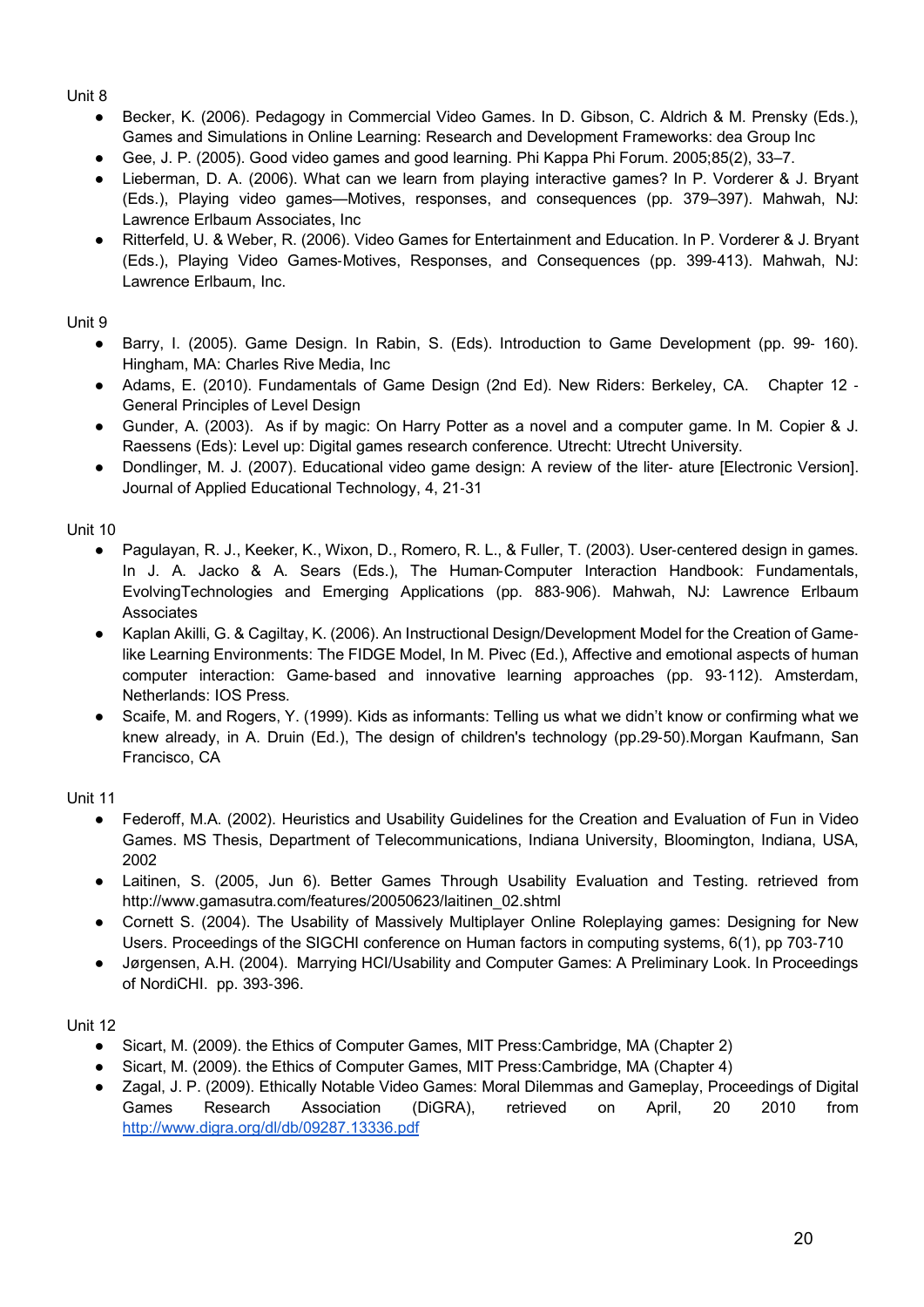Unit 8

- Becker, K. (2006). Pedagogy in Commercial Video Games. In D. Gibson, C. Aldrich & M. Prensky (Eds.), Games and Simulations in Online Learning: Research and Development Frameworks: dea Group Inc
- Gee, J. P. (2005). Good video games and good learning. Phi Kappa Phi Forum. 2005;85(2), 33–7.
- Lieberman, D. A. (2006). What can we learn from playing interactive games? In P. Vorderer & J. Bryant (Eds.), Playing video games—Motives, responses, and consequences (pp. 379–397). Mahwah, NJ: Lawrence Erlbaum Associates, Inc
- Ritterfeld, U. & Weber, R. (2006). Video Games for Entertainment and Education. In P. Vorderer & J. Bryant (Eds.), Playing Video Games‐Motives, Responses, and Consequences (pp. 399‐413). Mahwah, NJ: Lawrence Erlbaum, Inc.

Unit 9

- Barry, I. (2005). Game Design. In Rabin, S. (Eds). Introduction to Game Development (pp. 99‐ 160). Hingham, MA: Charles Rive Media, Inc
- Adams, E. (2010). Fundamentals of Game Design (2nd Ed). New Riders: Berkeley, CA. Chapter 12 ‐ General Principles of Level Design
- Gunder, A. (2003). As if by magic: On Harry Potter as a novel and a computer game. In M. Copier & J. Raessens (Eds): Level up: Digital games research conference. Utrecht: Utrecht University.
- Dondlinger, M. J. (2007). Educational video game design: A review of the liter‐ ature [Electronic Version]. Journal of Applied Educational Technology, 4, 21‐31

Unit 10

- Pagulayan, R. J., Keeker, K., Wixon, D., Romero, R. L., & Fuller, T. (2003). User‐centered design in games. In J. A. Jacko & A. Sears (Eds.), The Human‐Computer Interaction Handbook: Fundamentals, EvolvingTechnologies and Emerging Applications (pp. 883‐906). Mahwah, NJ: Lawrence Erlbaum Associates
- Kaplan Akilli, G. & Cagiltay, K. (2006). An Instructional Design/Development Model for the Creation of Game‐like Learning Environments: The FIDGE Model, In M. Pivec (Ed.), Affective and emotional aspects of human computer interaction: Game‐based and innovative learning approaches (pp. 93‐112). Amsterdam, Netherlands: IOS Press.
- Scaife, M. and Rogers, Y. (1999). Kids as informants: Telling us what we didn't know or confirming what we knew already, in A. Druin (Ed.), The design of children's technology (pp.29‐50).Morgan Kaufmann, San Francisco, CA

Unit 11

- Federoff, M.A. (2002). Heuristics and Usability Guidelines for the Creation and Evaluation of Fun in Video Games. MS Thesis, Department of Telecommunications, Indiana University, Bloomington, Indiana, USA, 2002
- Laitinen, S. (2005, Jun 6). Better Games Through Usability Evaluation and Testing. retrieved from http://www.gamasutra.com/features/20050623/laitinen_02.shtml
- Cornett S. (2004). The Usability of Massively Multiplayer Online Roleplaying games: Designing for New Users. Proceedings of the SIGCHI conference on Human factors in computing systems, 6(1), pp 703‐710
- Jørgensen, A.H. (2004). Marrying HCI/Usability and Computer Games: A Preliminary Look. In Proceedings of NordiCHI. pp. 393‐396.

Unit 12

- Sicart, M. (2009). the Ethics of Computer Games, MIT Press:Cambridge, MA (Chapter 2)
- Sicart, M. (2009). the Ethics of Computer Games, MIT Press:Cambridge, MA (Chapter 4)
- Zagal, J. P. (2009). Ethically Notable Video Games: Moral Dilemmas and Gameplay, Proceedings of Digital Games Research Association (DiGRA), retrieved on April, 20 2010 from http://www.digra.org/dl/db/09287.13336.pdf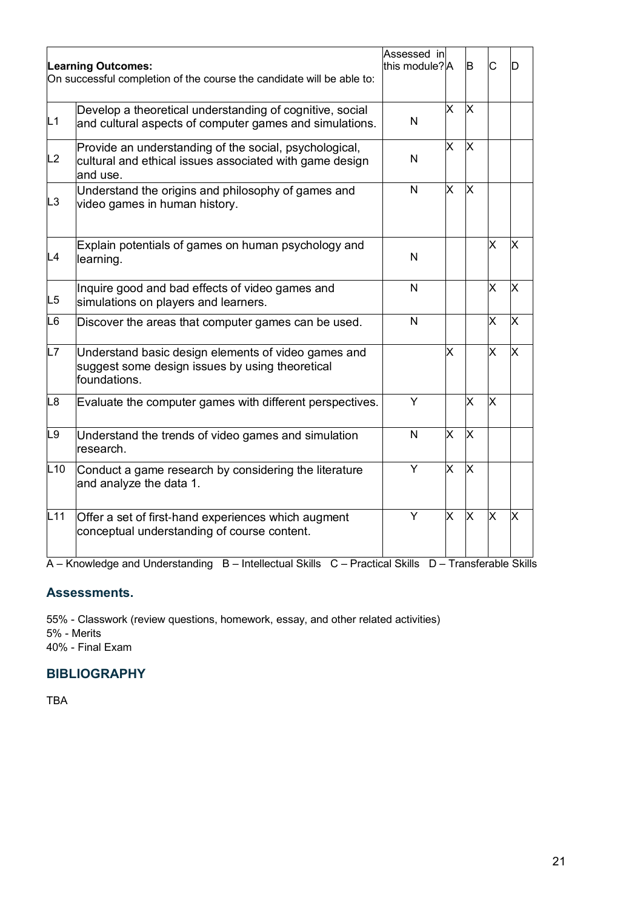| **Learning Outcomes:** On successful completion of the course the candidate will be able to: | | Assessed in this module? | A | B | C | D |
|---|---|---|---|---|---|---|
| L1 | Develop a theoretical understanding of cognitive, social and cultural aspects of computer games and simulations. | N | X | X | | |
| L2 | Provide an understanding of the social, psychological, cultural and ethical issues associated with game design and use. | N | X | X | | |
| L3 | Understand the origins and philosophy of games and video games in human history. | N | X | X | | |
| L4 | Explain potentials of games on human psychology and learning. | N | | | X | X |
| L5 | Inquire good and bad effects of video games and simulations on players and learners. | N | | | X | X |
| L6 | Discover the areas that computer games can be used. | N | | | X | X |
| L7 | Understand basic design elements of video games and suggest some design issues by using theoretical foundations. | | X | | X | X |
| L8 | Evaluate the computer games with different perspectives. | Y | | X | X | |
| L9 | Understand the trends of video games and simulation research. | N | X | X | | |
| L10 | Conduct a game research by considering the literature and analyze the data 1. | Y | X | X | | |
| L11 | Offer a set of first-hand experiences which augment conceptual understanding of course content. | Y | X | X | X | X |

A – Knowledge and Understanding B – Intellectual Skills C – Practical Skills D – Transferable Skills

## Assessments.

55% - Classwork (review questions, homework, essay, and other related activities)
5% - Merits
40% - Final Exam

## BIBLIOGRAPHY

TBA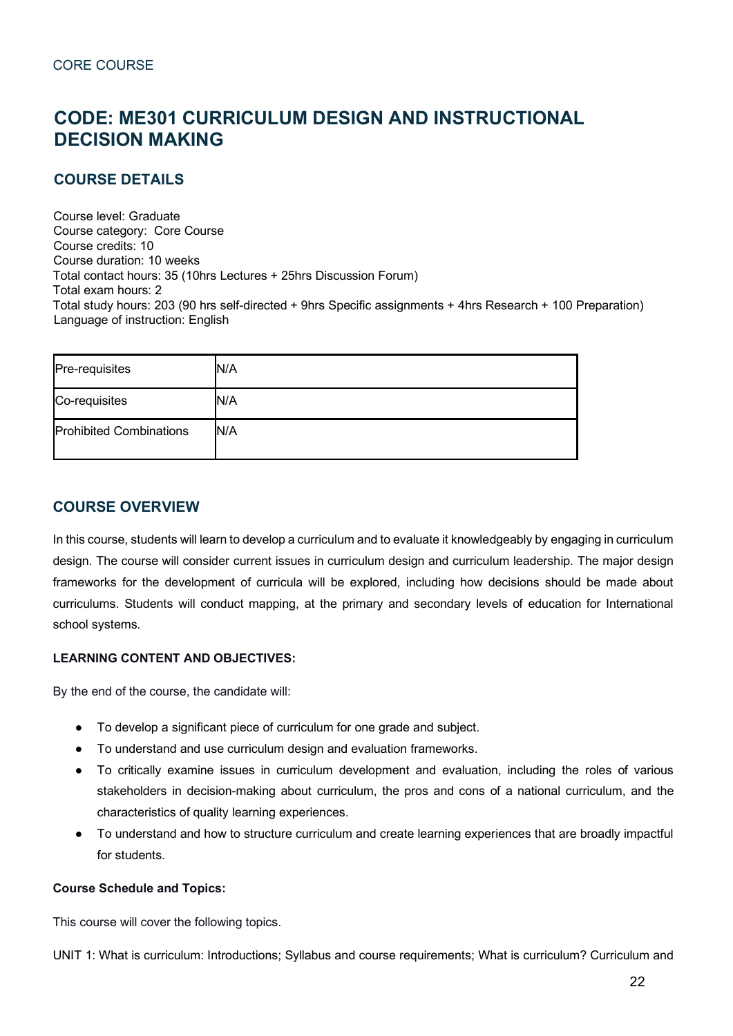CORE COURSE

# CODE: ME301 CURRICULUM DESIGN AND INSTRUCTIONAL DECISION MAKING

## COURSE DETAILS

Course level: Graduate
Course category: Core Course
Course credits: 10
Course duration: 10 weeks
Total contact hours: 35 (10hrs Lectures + 25hrs Discussion Forum)
Total exam hours: 2
Total study hours: 203 (90 hrs self-directed + 9hrs Specific assignments + 4hrs Research + 100 Preparation)
Language of instruction: English

| | |
|---|---|
| Pre-requisites | N/A |
| Co-requisites | N/A |
| Prohibited Combinations | N/A |

## COURSE OVERVIEW

In this course, students will learn to develop a curriculum and to evaluate it knowledgeably by engaging in curriculum design. The course will consider current issues in curriculum design and curriculum leadership. The major design frameworks for the development of curricula will be explored, including how decisions should be made about curriculums. Students will conduct mapping, at the primary and secondary levels of education for International school systems.

**LEARNING CONTENT AND OBJECTIVES:**

By the end of the course, the candidate will:

- To develop a significant piece of curriculum for one grade and subject.
- To understand and use curriculum design and evaluation frameworks.
- To critically examine issues in curriculum development and evaluation, including the roles of various stakeholders in decision-making about curriculum, the pros and cons of a national curriculum, and the characteristics of quality learning experiences.
- To understand and how to structure curriculum and create learning experiences that are broadly impactful for students.

**Course Schedule and Topics:**

This course will cover the following topics.

UNIT 1: What is curriculum: Introductions; Syllabus and course requirements; What is curriculum? Curriculum and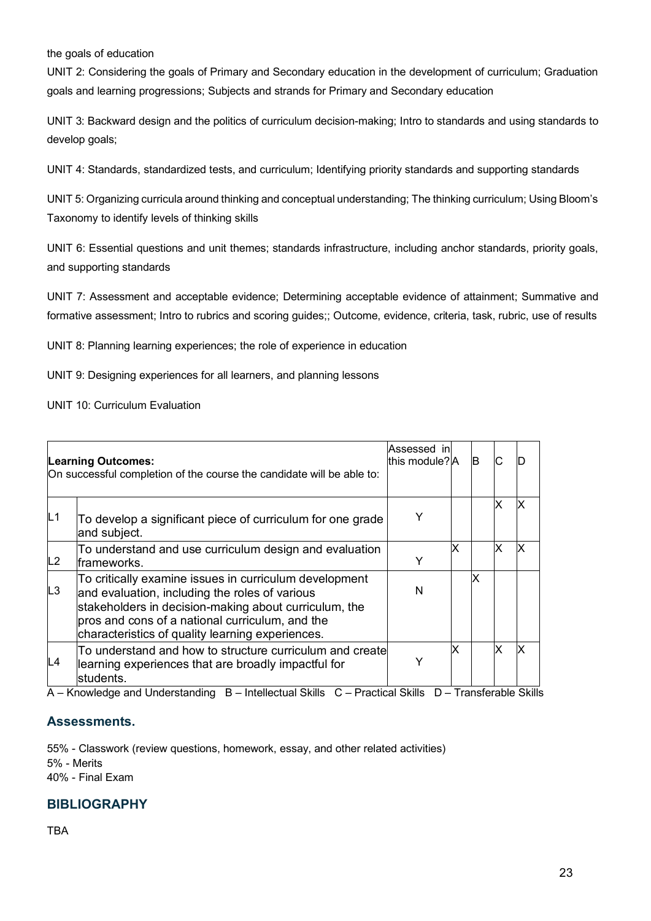the goals of education

UNIT 2: Considering the goals of Primary and Secondary education in the development of curriculum; Graduation goals and learning progressions; Subjects and strands for Primary and Secondary education

UNIT 3: Backward design and the politics of curriculum decision-making; Intro to standards and using standards to develop goals;

UNIT 4: Standards, standardized tests, and curriculum; Identifying priority standards and supporting standards

UNIT 5: Organizing curricula around thinking and conceptual understanding; The thinking curriculum; Using Bloom's Taxonomy to identify levels of thinking skills

UNIT 6: Essential questions and unit themes; standards infrastructure, including anchor standards, priority goals, and supporting standards

UNIT 7: Assessment and acceptable evidence; Determining acceptable evidence of attainment; Summative and formative assessment; Intro to rubrics and scoring guides;; Outcome, evidence, criteria, task, rubric, use of results

UNIT 8: Planning learning experiences; the role of experience in education

UNIT 9: Designing experiences for all learners, and planning lessons

UNIT 10: Curriculum Evaluation

| **Learning Outcomes:** On successful completion of the course the candidate will be able to: | | Assessed in this module? | A | B | C | D |
|---|---|---|---|---|---|---|
| L1 | To develop a significant piece of curriculum for one grade and subject. | Y | | | X | X |
| L2 | To understand and use curriculum design and evaluation frameworks. | Y | X | | X | X |
| L3 | To critically examine issues in curriculum development and evaluation, including the roles of various stakeholders in decision-making about curriculum, the pros and cons of a national curriculum, and the characteristics of quality learning experiences. | N | | X | | |
| L4 | To understand and how to structure curriculum and create learning experiences that are broadly impactful for students. | Y | X | | X | X |

A – Knowledge and Understanding B – Intellectual Skills C – Practical Skills D – Transferable Skills

## Assessments.

55% - Classwork (review questions, homework, essay, and other related activities)
5% - Merits
40% - Final Exam

## BIBLIOGRAPHY

TBA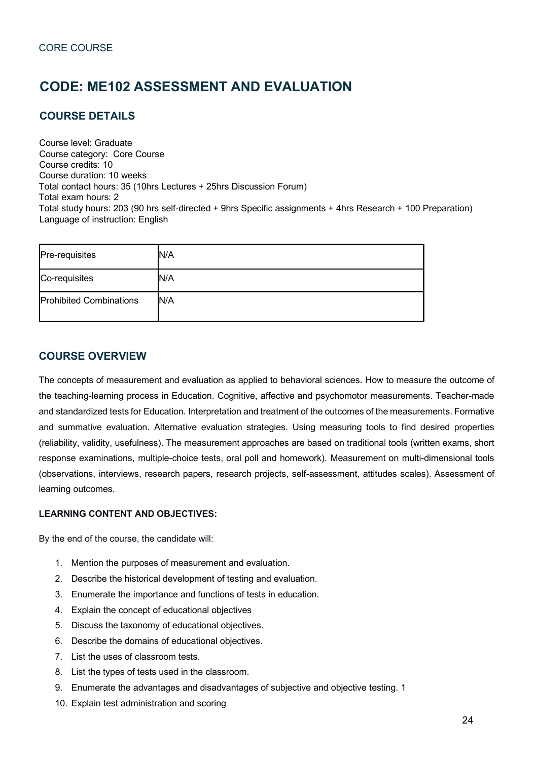CORE COURSE

# CODE: ME102 ASSESSMENT AND EVALUATION

## COURSE DETAILS

Course level: Graduate
Course category: Core Course
Course credits: 10
Course duration: 10 weeks
Total contact hours: 35 (10hrs Lectures + 25hrs Discussion Forum)
Total exam hours: 2
Total study hours: 203 (90 hrs self-directed + 9hrs Specific assignments + 4hrs Research + 100 Preparation)
Language of instruction: English

| | |
|---|---|
| Pre-requisites | N/A |
| Co-requisites | N/A |
| Prohibited Combinations | N/A |

## COURSE OVERVIEW

The concepts of measurement and evaluation as applied to behavioral sciences. How to measure the outcome of the teaching-learning process in Education. Cognitive, affective and psychomotor measurements. Teacher-made and standardized tests for Education. Interpretation and treatment of the outcomes of the measurements. Formative and summative evaluation. Alternative evaluation strategies. Using measuring tools to find desired properties (reliability, validity, usefulness). The measurement approaches are based on traditional tools (written exams, short response examinations, multiple-choice tests, oral poll and homework). Measurement on multi-dimensional tools (observations, interviews, research papers, research projects, self-assessment, attitudes scales). Assessment of learning outcomes.

**LEARNING CONTENT AND OBJECTIVES:**

By the end of the course, the candidate will:

1. Mention the purposes of measurement and evaluation.
2. Describe the historical development of testing and evaluation.
3. Enumerate the importance and functions of tests in education.
4. Explain the concept of educational objectives
5. Discuss the taxonomy of educational objectives.
6. Describe the domains of educational objectives.
7. List the uses of classroom tests.
8. List the types of tests used in the classroom.
9. Enumerate the advantages and disadvantages of subjective and objective testing. 1
10. Explain test administration and scoring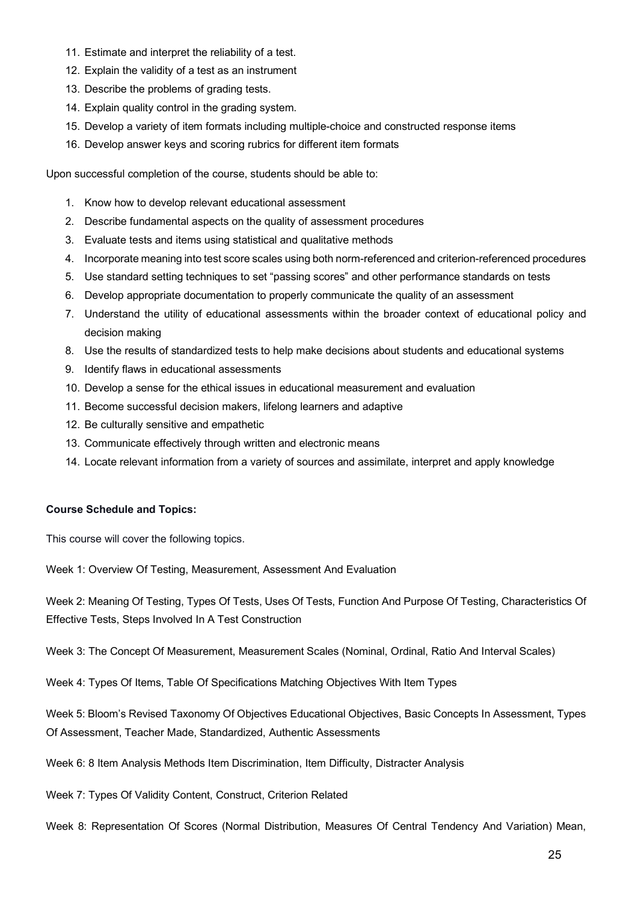11. Estimate and interpret the reliability of a test.
12. Explain the validity of a test as an instrument
13. Describe the problems of grading tests.
14. Explain quality control in the grading system.
15. Develop a variety of item formats including multiple-choice and constructed response items
16. Develop answer keys and scoring rubrics for different item formats

Upon successful completion of the course, students should be able to:

1. Know how to develop relevant educational assessment
2. Describe fundamental aspects on the quality of assessment procedures
3. Evaluate tests and items using statistical and qualitative methods
4. Incorporate meaning into test score scales using both norm-referenced and criterion-referenced procedures
5. Use standard setting techniques to set "passing scores" and other performance standards on tests
6. Develop appropriate documentation to properly communicate the quality of an assessment
7. Understand the utility of educational assessments within the broader context of educational policy and decision making
8. Use the results of standardized tests to help make decisions about students and educational systems
9. Identify flaws in educational assessments
10. Develop a sense for the ethical issues in educational measurement and evaluation
11. Become successful decision makers, lifelong learners and adaptive
12. Be culturally sensitive and empathetic
13. Communicate effectively through written and electronic means
14. Locate relevant information from a variety of sources and assimilate, interpret and apply knowledge

**Course Schedule and Topics:**

This course will cover the following topics.

Week 1: Overview Of Testing, Measurement, Assessment And Evaluation

Week 2: Meaning Of Testing, Types Of Tests, Uses Of Tests, Function And Purpose Of Testing, Characteristics Of Effective Tests, Steps Involved In A Test Construction

Week 3: The Concept Of Measurement, Measurement Scales (Nominal, Ordinal, Ratio And Interval Scales)

Week 4: Types Of Items, Table Of Specifications Matching Objectives With Item Types

Week 5: Bloom's Revised Taxonomy Of Objectives Educational Objectives, Basic Concepts In Assessment, Types Of Assessment, Teacher Made, Standardized, Authentic Assessments

Week 6: 8 Item Analysis Methods Item Discrimination, Item Difficulty, Distracter Analysis

Week 7: Types Of Validity Content, Construct, Criterion Related

Week 8: Representation Of Scores (Normal Distribution, Measures Of Central Tendency And Variation) Mean,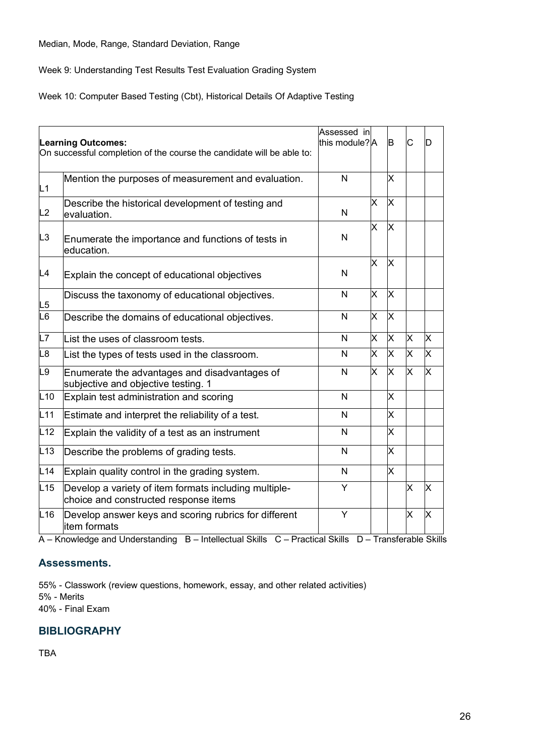Median, Mode, Range, Standard Deviation, Range

Week 9: Understanding Test Results Test Evaluation Grading System

Week 10: Computer Based Testing (Cbt), Historical Details Of Adaptive Testing

| **Learning Outcomes:** On successful completion of the course the candidate will be able to: | | Assessed in this module? | A | B | C | D |
|---|---|---|---|---|---|---|
| L1 | Mention the purposes of measurement and evaluation. | N | | X | | |
| L2 | Describe the historical development of testing and evaluation. | N | X | X | | |
| L3 | Enumerate the importance and functions of tests in education. | N | X | X | | |
| L4 | Explain the concept of educational objectives | N | X | X | | |
| L5 | Discuss the taxonomy of educational objectives. | N | X | X | | |
| L6 | Describe the domains of educational objectives. | N | X | X | | |
| L7 | List the uses of classroom tests. | N | X | X | X | X |
| L8 | List the types of tests used in the classroom. | N | X | X | X | X |
| L9 | Enumerate the advantages and disadvantages of subjective and objective testing. 1 | N | X | X | X | X |
| L10 | Explain test administration and scoring | N | | X | | |
| L11 | Estimate and interpret the reliability of a test. | N | | X | | |
| L12 | Explain the validity of a test as an instrument | N | | X | | |
| L13 | Describe the problems of grading tests. | N | | X | | |
| L14 | Explain quality control in the grading system. | N | | X | | |
| L15 | Develop a variety of item formats including multiple-choice and constructed response items | Y | | | X | X |
| L16 | Develop answer keys and scoring rubrics for different item formats | Y | | | X | X |

A – Knowledge and Understanding B – Intellectual Skills C – Practical Skills D – Transferable Skills

## Assessments.

55% - Classwork (review questions, homework, essay, and other related activities)
5% - Merits
40% - Final Exam

## BIBLIOGRAPHY

TBA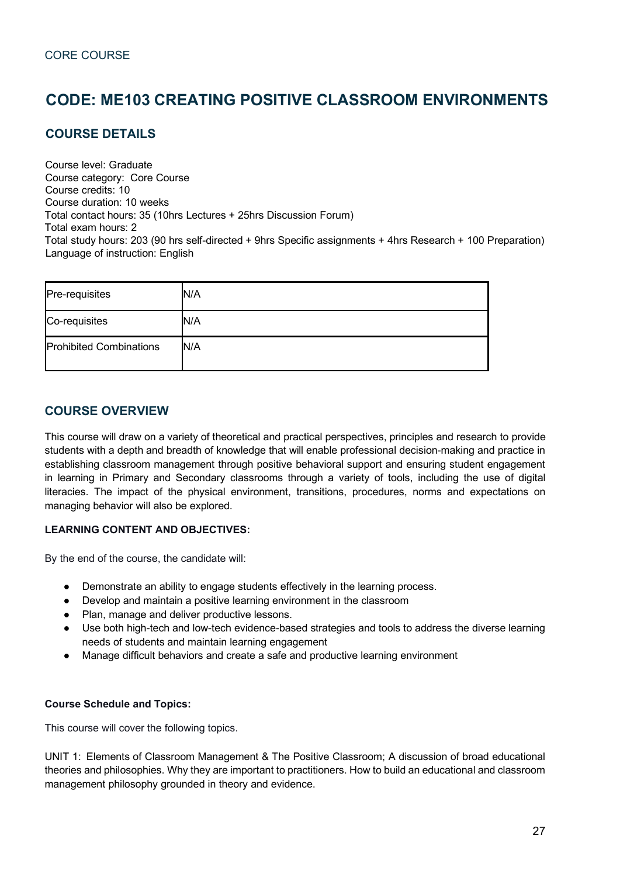CORE COURSE

# CODE: ME103 CREATING POSITIVE CLASSROOM ENVIRONMENTS

## COURSE DETAILS

Course level: Graduate
Course category: Core Course
Course credits: 10
Course duration: 10 weeks
Total contact hours: 35 (10hrs Lectures + 25hrs Discussion Forum)
Total exam hours: 2
Total study hours: 203 (90 hrs self-directed + 9hrs Specific assignments + 4hrs Research + 100 Preparation)
Language of instruction: English

| Pre-requisites | N/A |
|---|---|
| Co-requisites | N/A |
| Prohibited Combinations | N/A |

## COURSE OVERVIEW

This course will draw on a variety of theoretical and practical perspectives, principles and research to provide students with a depth and breadth of knowledge that will enable professional decision-making and practice in establishing classroom management through positive behavioral support and ensuring student engagement in learning in Primary and Secondary classrooms through a variety of tools, including the use of digital literacies. The impact of the physical environment, transitions, procedures, norms and expectations on managing behavior will also be explored.

**LEARNING CONTENT AND OBJECTIVES:**

By the end of the course, the candidate will:

- Demonstrate an ability to engage students effectively in the learning process.
- Develop and maintain a positive learning environment in the classroom
- Plan, manage and deliver productive lessons.
- Use both high-tech and low-tech evidence-based strategies and tools to address the diverse learning needs of students and maintain learning engagement
- Manage difficult behaviors and create a safe and productive learning environment

**Course Schedule and Topics:**

This course will cover the following topics.

UNIT 1: Elements of Classroom Management & The Positive Classroom; A discussion of broad educational theories and philosophies. Why they are important to practitioners. How to build an educational and classroom management philosophy grounded in theory and evidence.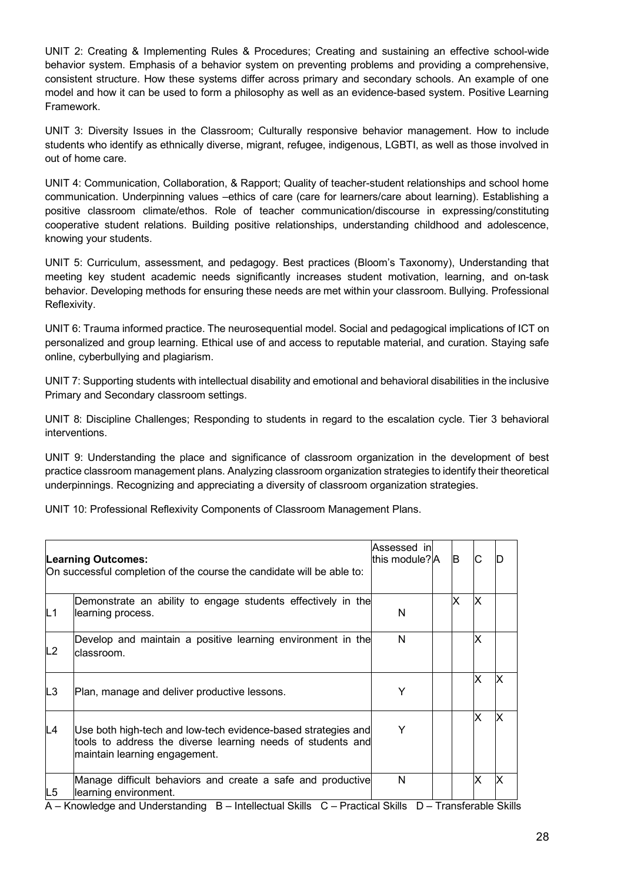UNIT 2: Creating & Implementing Rules & Procedures; Creating and sustaining an effective school-wide behavior system. Emphasis of a behavior system on preventing problems and providing a comprehensive, consistent structure. How these systems differ across primary and secondary schools. An example of one model and how it can be used to form a philosophy as well as an evidence-based system. Positive Learning Framework.

UNIT 3: Diversity Issues in the Classroom; Culturally responsive behavior management. How to include students who identify as ethnically diverse, migrant, refugee, indigenous, LGBTI, as well as those involved in out of home care.

UNIT 4: Communication, Collaboration, & Rapport; Quality of teacher-student relationships and school home communication. Underpinning values –ethics of care (care for learners/care about learning). Establishing a positive classroom climate/ethos. Role of teacher communication/discourse in expressing/constituting cooperative student relations. Building positive relationships, understanding childhood and adolescence, knowing your students.

UNIT 5: Curriculum, assessment, and pedagogy. Best practices (Bloom's Taxonomy), Understanding that meeting key student academic needs significantly increases student motivation, learning, and on-task behavior. Developing methods for ensuring these needs are met within your classroom. Bullying. Professional Reflexivity.

UNIT 6: Trauma informed practice. The neurosequential model. Social and pedagogical implications of ICT on personalized and group learning. Ethical use of and access to reputable material, and curation. Staying safe online, cyberbullying and plagiarism.

UNIT 7: Supporting students with intellectual disability and emotional and behavioral disabilities in the inclusive Primary and Secondary classroom settings.

UNIT 8: Discipline Challenges; Responding to students in regard to the escalation cycle. Tier 3 behavioral interventions.

UNIT 9: Understanding the place and significance of classroom organization in the development of best practice classroom management plans. Analyzing classroom organization strategies to identify their theoretical underpinnings. Recognizing and appreciating a diversity of classroom organization strategies.

UNIT 10: Professional Reflexivity Components of Classroom Management Plans.

| **Learning Outcomes:** On successful completion of the course the candidate will be able to: | | Assessed in this module? | A | B | C | D |
|---|---|---|---|---|---|---|
| L1 | Demonstrate an ability to engage students effectively in the learning process. | N | | X | X | |
| L2 | Develop and maintain a positive learning environment in the classroom. | N | | | X | |
| L3 | Plan, manage and deliver productive lessons. | Y | | | X | X |
| L4 | Use both high-tech and low-tech evidence-based strategies and tools to address the diverse learning needs of students and maintain learning engagement. | Y | | | X | X |
| L5 | Manage difficult behaviors and create a safe and productive learning environment. | N | | | X | X |

A – Knowledge and Understanding B – Intellectual Skills C – Practical Skills D – Transferable Skills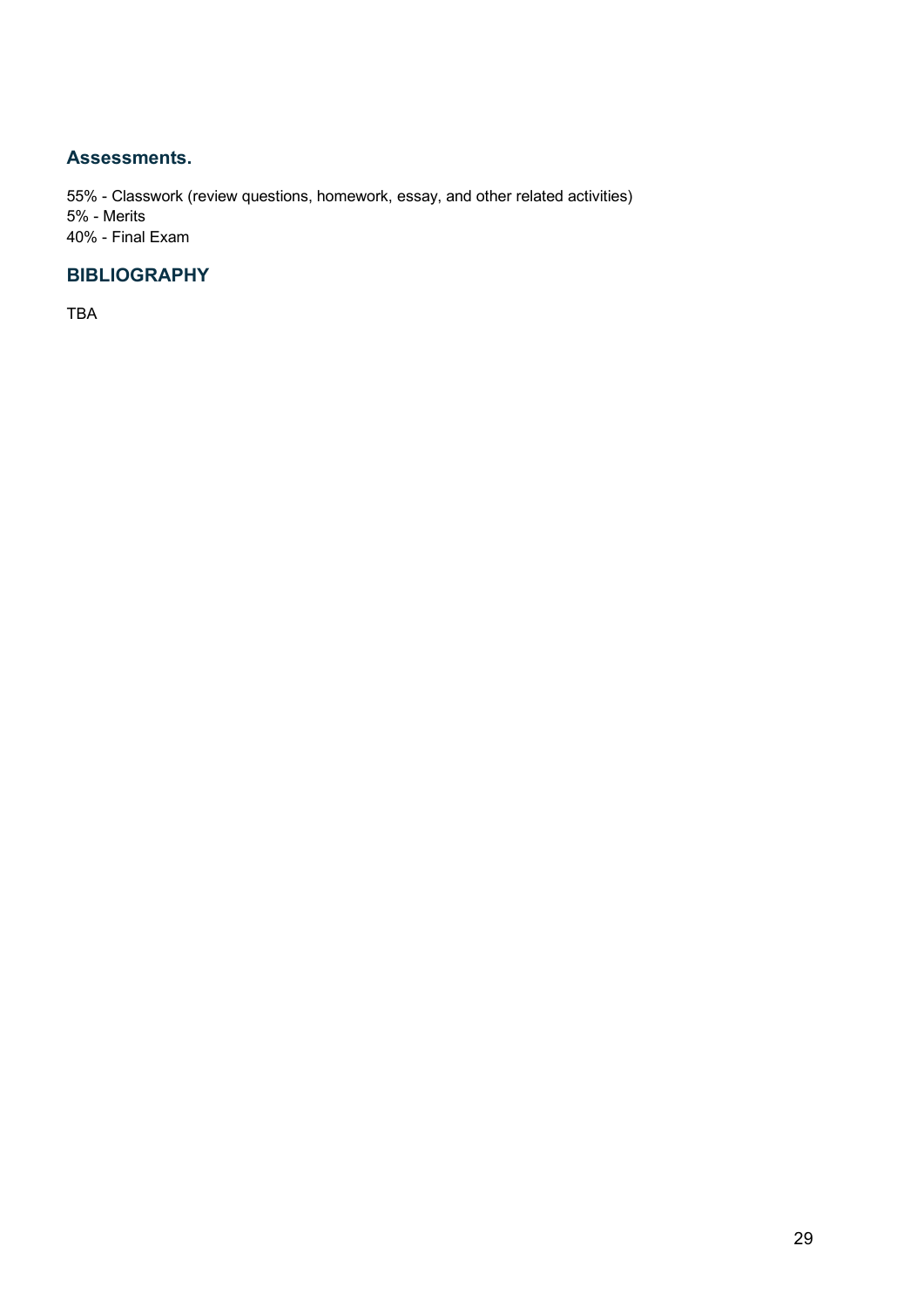### Assessments.

55% - Classwork (review questions, homework, essay, and other related activities)
5% - Merits
40% - Final Exam

## BIBLIOGRAPHY

TBA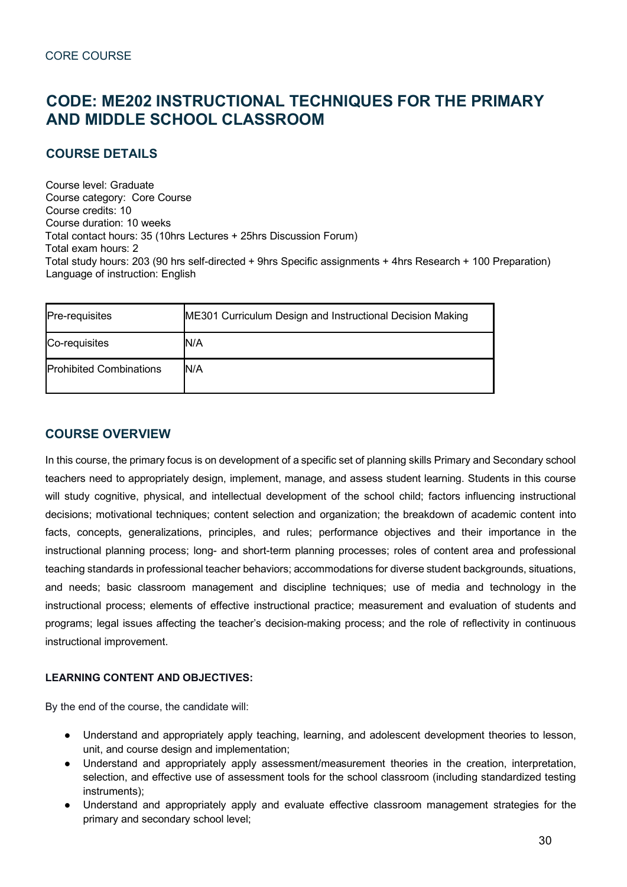CORE COURSE

# CODE: ME202 INSTRUCTIONAL TECHNIQUES FOR THE PRIMARY AND MIDDLE SCHOOL CLASSROOM

## COURSE DETAILS

Course level: Graduate
Course category: Core Course
Course credits: 10
Course duration: 10 weeks
Total contact hours: 35 (10hrs Lectures + 25hrs Discussion Forum)
Total exam hours: 2
Total study hours: 203 (90 hrs self-directed + 9hrs Specific assignments + 4hrs Research + 100 Preparation)
Language of instruction: English

| Pre-requisites | ME301 Curriculum Design and Instructional Decision Making |
|---|---|
| Co-requisites | N/A |
| Prohibited Combinations | N/A |

## COURSE OVERVIEW

In this course, the primary focus is on development of a specific set of planning skills Primary and Secondary school teachers need to appropriately design, implement, manage, and assess student learning. Students in this course will study cognitive, physical, and intellectual development of the school child; factors influencing instructional decisions; motivational techniques; content selection and organization; the breakdown of academic content into facts, concepts, generalizations, principles, and rules; performance objectives and their importance in the instructional planning process; long- and short-term planning processes; roles of content area and professional teaching standards in professional teacher behaviors; accommodations for diverse student backgrounds, situations, and needs; basic classroom management and discipline techniques; use of media and technology in the instructional process; elements of effective instructional practice; measurement and evaluation of students and programs; legal issues affecting the teacher's decision-making process; and the role of reflectivity in continuous instructional improvement.

**LEARNING CONTENT AND OBJECTIVES:**

By the end of the course, the candidate will:

- Understand and appropriately apply teaching, learning, and adolescent development theories to lesson, unit, and course design and implementation;
- Understand and appropriately apply assessment/measurement theories in the creation, interpretation, selection, and effective use of assessment tools for the school classroom (including standardized testing instruments);
- Understand and appropriately apply and evaluate effective classroom management strategies for the primary and secondary school level;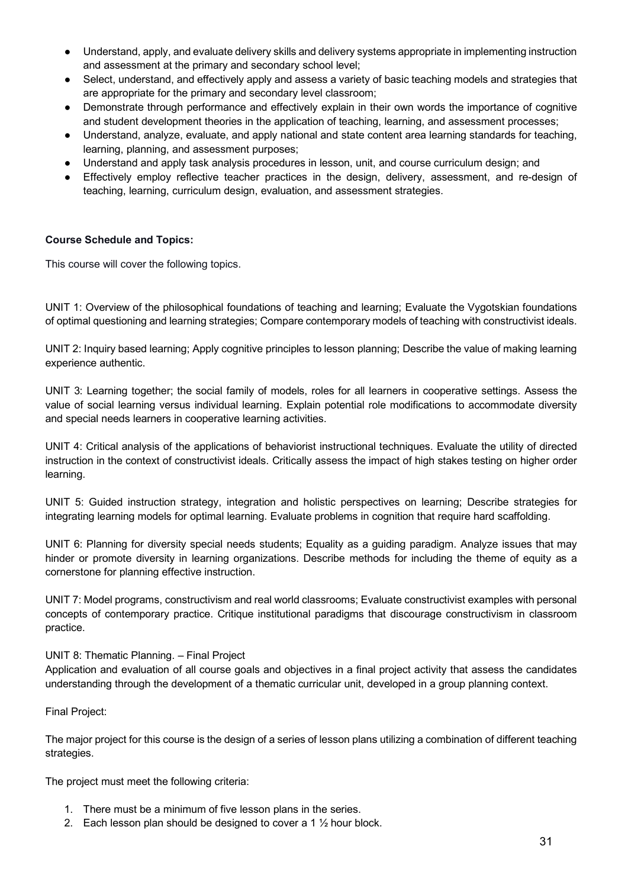- Understand, apply, and evaluate delivery skills and delivery systems appropriate in implementing instruction and assessment at the primary and secondary school level;
- Select, understand, and effectively apply and assess a variety of basic teaching models and strategies that are appropriate for the primary and secondary level classroom;
- Demonstrate through performance and effectively explain in their own words the importance of cognitive and student development theories in the application of teaching, learning, and assessment processes;
- Understand, analyze, evaluate, and apply national and state content area learning standards for teaching, learning, planning, and assessment purposes;
- Understand and apply task analysis procedures in lesson, unit, and course curriculum design; and
- Effectively employ reflective teacher practices in the design, delivery, assessment, and re-design of teaching, learning, curriculum design, evaluation, and assessment strategies.

**Course Schedule and Topics:**

This course will cover the following topics.

UNIT 1: Overview of the philosophical foundations of teaching and learning; Evaluate the Vygotskian foundations of optimal questioning and learning strategies; Compare contemporary models of teaching with constructivist ideals.

UNIT 2: Inquiry based learning; Apply cognitive principles to lesson planning; Describe the value of making learning experience authentic.

UNIT 3: Learning together; the social family of models, roles for all learners in cooperative settings. Assess the value of social learning versus individual learning. Explain potential role modifications to accommodate diversity and special needs learners in cooperative learning activities.

UNIT 4: Critical analysis of the applications of behaviorist instructional techniques. Evaluate the utility of directed instruction in the context of constructivist ideals. Critically assess the impact of high stakes testing on higher order learning.

UNIT 5: Guided instruction strategy, integration and holistic perspectives on learning; Describe strategies for integrating learning models for optimal learning. Evaluate problems in cognition that require hard scaffolding.

UNIT 6: Planning for diversity special needs students; Equality as a guiding paradigm. Analyze issues that may hinder or promote diversity in learning organizations. Describe methods for including the theme of equity as a cornerstone for planning effective instruction.

UNIT 7: Model programs, constructivism and real world classrooms; Evaluate constructivist examples with personal concepts of contemporary practice. Critique institutional paradigms that discourage constructivism in classroom practice.

UNIT 8: Thematic Planning. – Final Project
Application and evaluation of all course goals and objectives in a final project activity that assess the candidates understanding through the development of a thematic curricular unit, developed in a group planning context.

Final Project:

The major project for this course is the design of a series of lesson plans utilizing a combination of different teaching strategies.

The project must meet the following criteria:

1. There must be a minimum of five lesson plans in the series.
2. Each lesson plan should be designed to cover a 1 ½ hour block.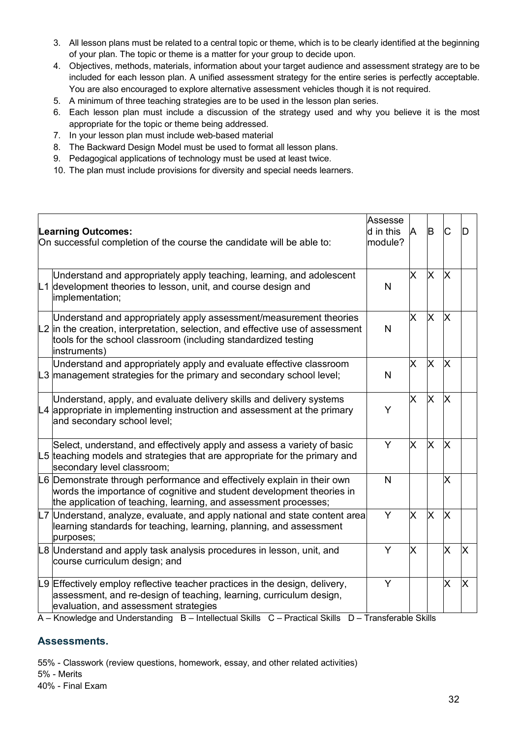3. All lesson plans must be related to a central topic or theme, which is to be clearly identified at the beginning of your plan. The topic or theme is a matter for your group to decide upon.
4. Objectives, methods, materials, information about your target audience and assessment strategy are to be included for each lesson plan. A unified assessment strategy for the entire series is perfectly acceptable. You are also encouraged to explore alternative assessment vehicles though it is not required.
5. A minimum of three teaching strategies are to be used in the lesson plan series.
6. Each lesson plan must include a discussion of the strategy used and why you believe it is the most appropriate for the topic or theme being addressed.
7. In your lesson plan must include web-based material
8. The Backward Design Model must be used to format all lesson plans.
9. Pedagogical applications of technology must be used at least twice.
10. The plan must include provisions for diversity and special needs learners.

| | **Learning Outcomes:** On successful completion of the course the candidate will be able to: | Assessed in this module? | A | B | C | D |
|---|---|---|---|---|---|---|
| L1 | Understand and appropriately apply teaching, learning, and adolescent development theories to lesson, unit, and course design and implementation; | N | X | X | X | |
| L2 | Understand and appropriately apply assessment/measurement theories in the creation, interpretation, selection, and effective use of assessment tools for the school classroom (including standardized testing instruments) | N | X | X | X | |
| L3 | Understand and appropriately apply and evaluate effective classroom management strategies for the primary and secondary school level; | N | X | X | X | |
| L4 | Understand, apply, and evaluate delivery skills and delivery systems appropriate in implementing instruction and assessment at the primary and secondary school level; | Y | X | X | X | |
| L5 | Select, understand, and effectively apply and assess a variety of basic teaching models and strategies that are appropriate for the primary and secondary level classroom; | Y | X | X | X | |
| L6 | Demonstrate through performance and effectively explain in their own words the importance of cognitive and student development theories in the application of teaching, learning, and assessment processes; | N | | | X | |
| L7 | Understand, analyze, evaluate, and apply national and state content area learning standards for teaching, learning, planning, and assessment purposes; | Y | X | X | X | |
| L8 | Understand and apply task analysis procedures in lesson, unit, and course curriculum design; and | Y | X | | X | X |
| L9 | Effectively employ reflective teacher practices in the design, delivery, assessment, and re-design of teaching, learning, curriculum design, evaluation, and assessment strategies | Y | | | X | X |

A – Knowledge and Understanding B – Intellectual Skills C – Practical Skills D – Transferable Skills

## Assessments.

55% - Classwork (review questions, homework, essay, and other related activities)
5% - Merits
40% - Final Exam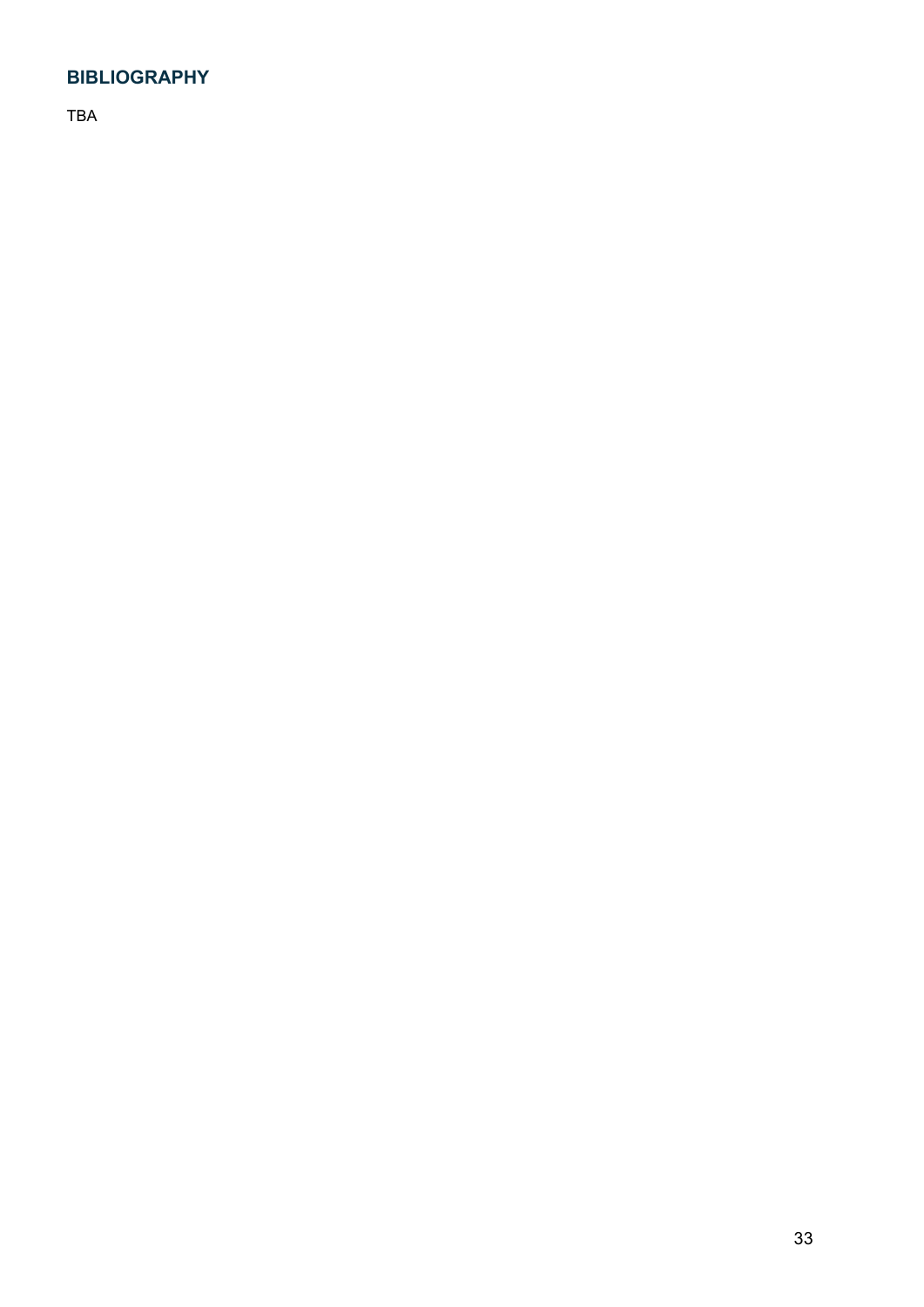## BIBLIOGRAPHY

TBA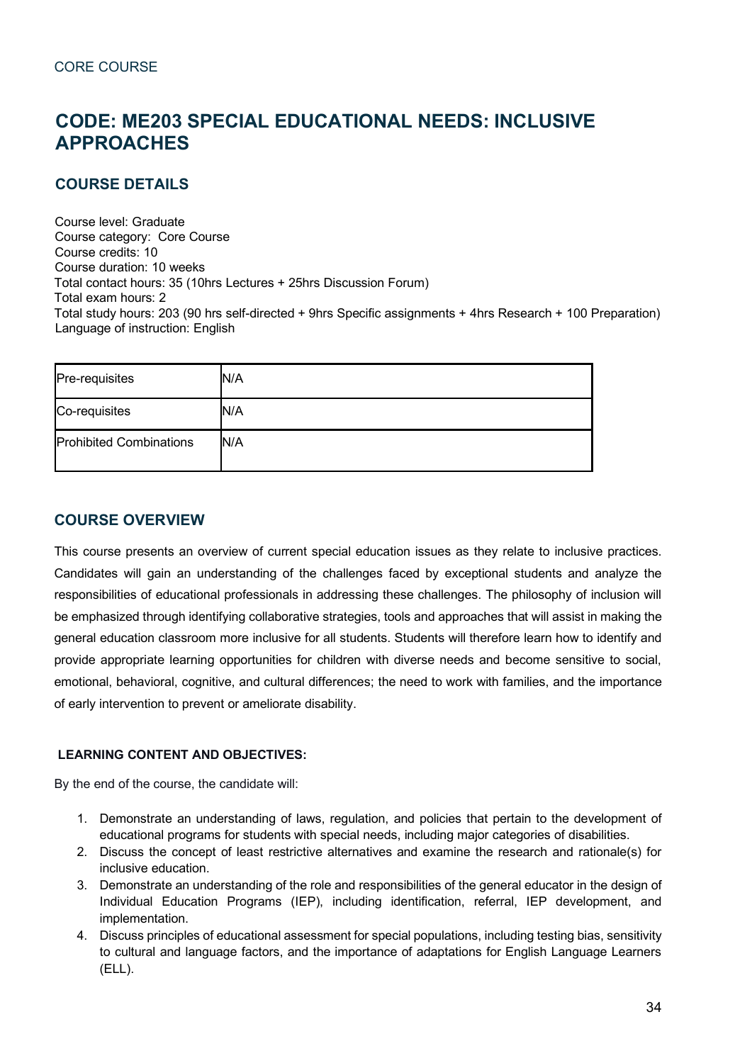CORE COURSE

# CODE: ME203 SPECIAL EDUCATIONAL NEEDS: INCLUSIVE APPROACHES

## COURSE DETAILS

Course level: Graduate
Course category: Core Course
Course credits: 10
Course duration: 10 weeks
Total contact hours: 35 (10hrs Lectures + 25hrs Discussion Forum)
Total exam hours: 2
Total study hours: 203 (90 hrs self-directed + 9hrs Specific assignments + 4hrs Research + 100 Preparation)
Language of instruction: English

| Pre-requisites | N/A |
|---|---|
| Co-requisites | N/A |
| Prohibited Combinations | N/A |

## COURSE OVERVIEW

This course presents an overview of current special education issues as they relate to inclusive practices. Candidates will gain an understanding of the challenges faced by exceptional students and analyze the responsibilities of educational professionals in addressing these challenges. The philosophy of inclusion will be emphasized through identifying collaborative strategies, tools and approaches that will assist in making the general education classroom more inclusive for all students. Students will therefore learn how to identify and provide appropriate learning opportunities for children with diverse needs and become sensitive to social, emotional, behavioral, cognitive, and cultural differences; the need to work with families, and the importance of early intervention to prevent or ameliorate disability.

### LEARNING CONTENT AND OBJECTIVES:

By the end of the course, the candidate will:

1. Demonstrate an understanding of laws, regulation, and policies that pertain to the development of educational programs for students with special needs, including major categories of disabilities.
2. Discuss the concept of least restrictive alternatives and examine the research and rationale(s) for inclusive education.
3. Demonstrate an understanding of the role and responsibilities of the general educator in the design of Individual Education Programs (IEP), including identification, referral, IEP development, and implementation.
4. Discuss principles of educational assessment for special populations, including testing bias, sensitivity to cultural and language factors, and the importance of adaptations for English Language Learners (ELL).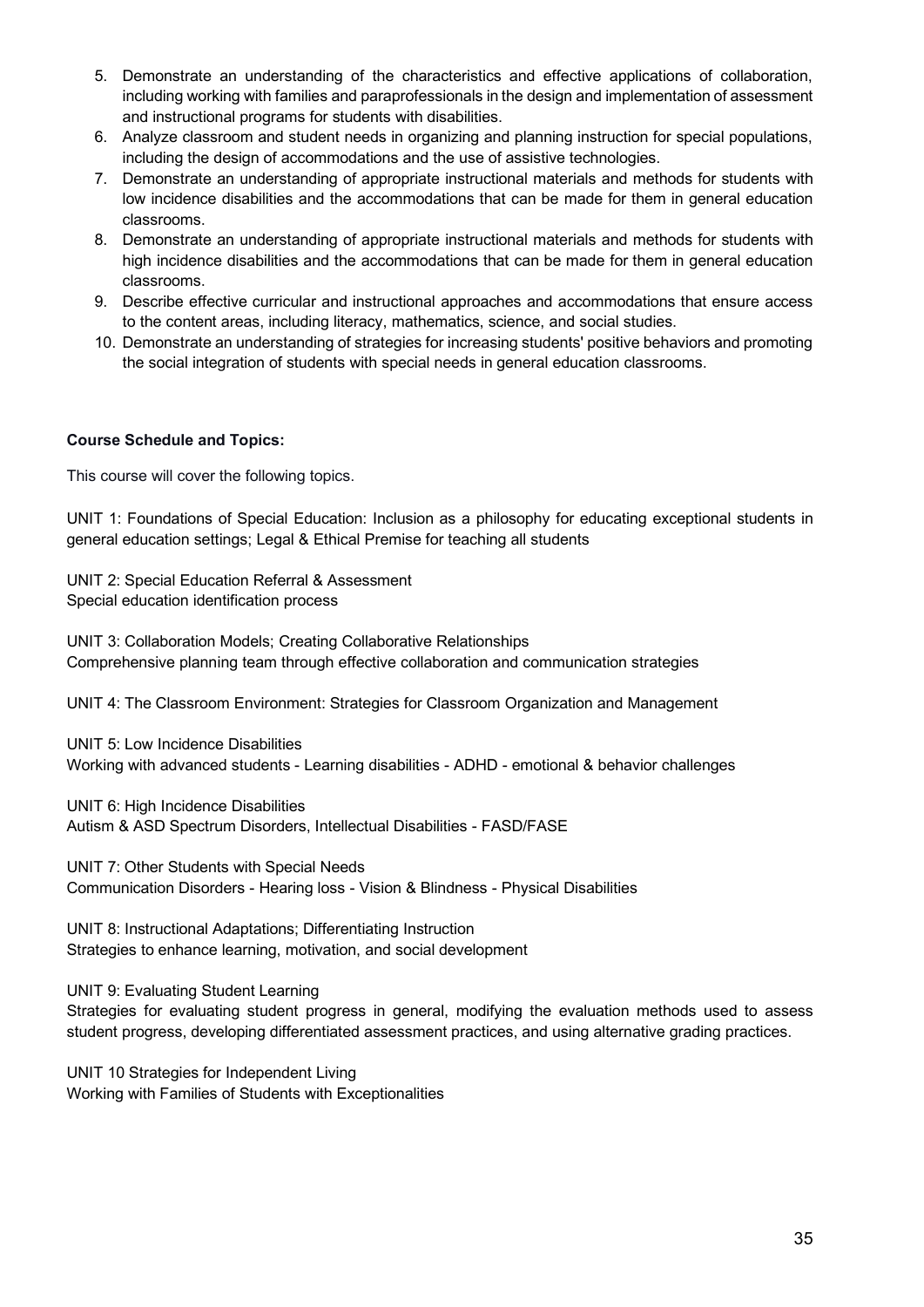5. Demonstrate an understanding of the characteristics and effective applications of collaboration, including working with families and paraprofessionals in the design and implementation of assessment and instructional programs for students with disabilities.
6. Analyze classroom and student needs in organizing and planning instruction for special populations, including the design of accommodations and the use of assistive technologies.
7. Demonstrate an understanding of appropriate instructional materials and methods for students with low incidence disabilities and the accommodations that can be made for them in general education classrooms.
8. Demonstrate an understanding of appropriate instructional materials and methods for students with high incidence disabilities and the accommodations that can be made for them in general education classrooms.
9. Describe effective curricular and instructional approaches and accommodations that ensure access to the content areas, including literacy, mathematics, science, and social studies.
10. Demonstrate an understanding of strategies for increasing students' positive behaviors and promoting the social integration of students with special needs in general education classrooms.

**Course Schedule and Topics:**

This course will cover the following topics.

UNIT 1: Foundations of Special Education: Inclusion as a philosophy for educating exceptional students in general education settings; Legal & Ethical Premise for teaching all students

UNIT 2: Special Education Referral & Assessment
Special education identification process

UNIT 3: Collaboration Models; Creating Collaborative Relationships
Comprehensive planning team through effective collaboration and communication strategies

UNIT 4: The Classroom Environment: Strategies for Classroom Organization and Management

UNIT 5: Low Incidence Disabilities
Working with advanced students - Learning disabilities - ADHD - emotional & behavior challenges

UNIT 6: High Incidence Disabilities
Autism & ASD Spectrum Disorders, Intellectual Disabilities - FASD/FASE

UNIT 7: Other Students with Special Needs
Communication Disorders - Hearing loss - Vision & Blindness - Physical Disabilities

UNIT 8: Instructional Adaptations; Differentiating Instruction
Strategies to enhance learning, motivation, and social development

UNIT 9: Evaluating Student Learning
Strategies for evaluating student progress in general, modifying the evaluation methods used to assess student progress, developing differentiated assessment practices, and using alternative grading practices.

UNIT 10 Strategies for Independent Living
Working with Families of Students with Exceptionalities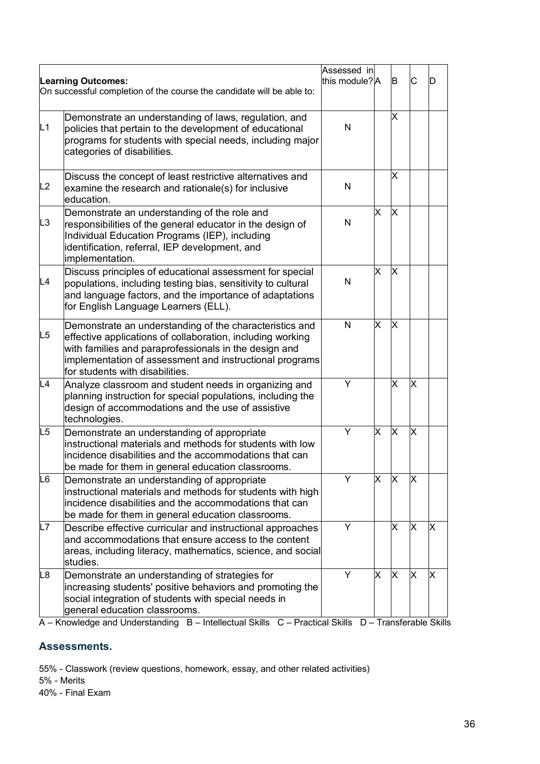| Learning Outcomes:<br>On successful completion of the course the candidate will be able to: | | Assessed in this module? | A | B | C | D |
|---|---|---|---|---|---|---|
| L1 | Demonstrate an understanding of laws, regulation, and policies that pertain to the development of educational programs for students with special needs, including major categories of disabilities. | N | | X | | |
| L2 | Discuss the concept of least restrictive alternatives and examine the research and rationale(s) for inclusive education. | N | | X | | |
| L3 | Demonstrate an understanding of the role and responsibilities of the general educator in the design of Individual Education Programs (IEP), including identification, referral, IEP development, and implementation. | N | X | X | | |
| L4 | Discuss principles of educational assessment for special populations, including testing bias, sensitivity to cultural and language factors, and the importance of adaptations for English Language Learners (ELL). | N | X | X | | |
| L5 | Demonstrate an understanding of the characteristics and effective applications of collaboration, including working with families and paraprofessionals in the design and implementation of assessment and instructional programs for students with disabilities. | N | X | X | | |
| L4 | Analyze classroom and student needs in organizing and planning instruction for special populations, including the design of accommodations and the use of assistive technologies. | Y | | X | X | |
| L5 | Demonstrate an understanding of appropriate instructional materials and methods for students with low incidence disabilities and the accommodations that can be made for them in general education classrooms. | Y | X | X | X | |
| L6 | Demonstrate an understanding of appropriate instructional materials and methods for students with high incidence disabilities and the accommodations that can be made for them in general education classrooms. | Y | X | X | X | |
| L7 | Describe effective curricular and instructional approaches and accommodations that ensure access to the content areas, including literacy, mathematics, science, and social studies. | Y | | X | X | X |
| L8 | Demonstrate an understanding of strategies for increasing students' positive behaviors and promoting the social integration of students with special needs in general education classrooms. | Y | X | X | X | X |

A – Knowledge and Understanding B – Intellectual Skills C – Practical Skills D – Transferable Skills

## Assessments.

55% - Classwork (review questions, homework, essay, and other related activities)
5% - Merits
40% - Final Exam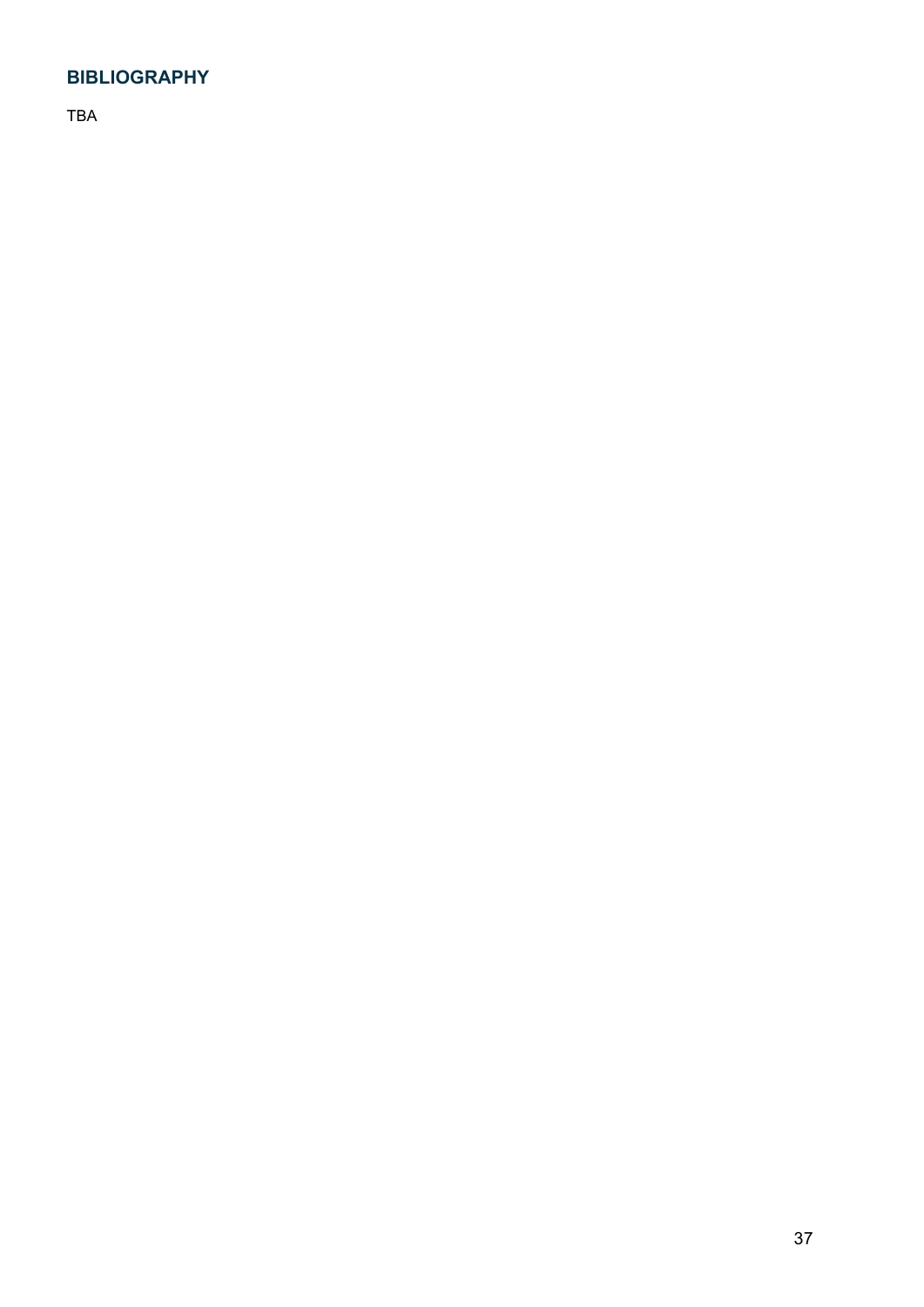## BIBLIOGRAPHY

TBA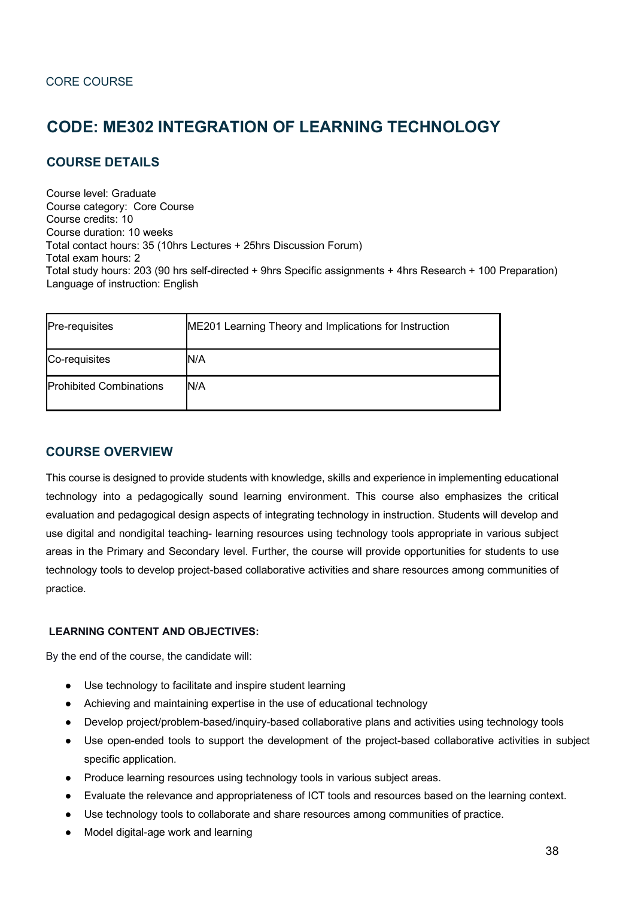CORE COURSE

# CODE: ME302 INTEGRATION OF LEARNING TECHNOLOGY

## COURSE DETAILS

Course level: Graduate
Course category: Core Course
Course credits: 10
Course duration: 10 weeks
Total contact hours: 35 (10hrs Lectures + 25hrs Discussion Forum)
Total exam hours: 2
Total study hours: 203 (90 hrs self-directed + 9hrs Specific assignments + 4hrs Research + 100 Preparation)
Language of instruction: English

| | |
|---|---|
| Pre-requisites | ME201 Learning Theory and Implications for Instruction |
| Co-requisites | N/A |
| Prohibited Combinations | N/A |

## COURSE OVERVIEW

This course is designed to provide students with knowledge, skills and experience in implementing educational technology into a pedagogically sound learning environment. This course also emphasizes the critical evaluation and pedagogical design aspects of integrating technology in instruction. Students will develop and use digital and nondigital teaching- learning resources using technology tools appropriate in various subject areas in the Primary and Secondary level. Further, the course will provide opportunities for students to use technology tools to develop project-based collaborative activities and share resources among communities of practice.

**LEARNING CONTENT AND OBJECTIVES:**

By the end of the course, the candidate will:

- Use technology to facilitate and inspire student learning
- Achieving and maintaining expertise in the use of educational technology
- Develop project/problem-based/inquiry-based collaborative plans and activities using technology tools
- Use open-ended tools to support the development of the project-based collaborative activities in subject specific application.
- Produce learning resources using technology tools in various subject areas.
- Evaluate the relevance and appropriateness of ICT tools and resources based on the learning context.
- Use technology tools to collaborate and share resources among communities of practice.
- Model digital-age work and learning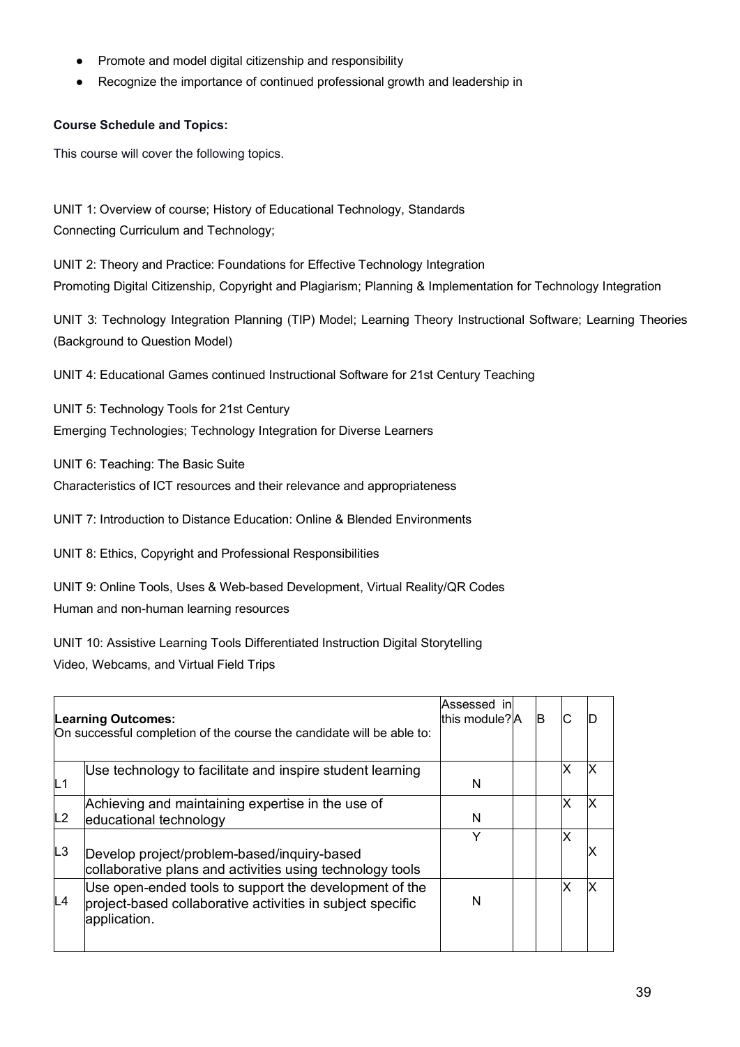- Promote and model digital citizenship and responsibility
- Recognize the importance of continued professional growth and leadership in

**Course Schedule and Topics:**

This course will cover the following topics.

UNIT 1: Overview of course; History of Educational Technology, Standards
Connecting Curriculum and Technology;

UNIT 2: Theory and Practice: Foundations for Effective Technology Integration
Promoting Digital Citizenship, Copyright and Plagiarism; Planning & Implementation for Technology Integration

UNIT 3: Technology Integration Planning (TIP) Model; Learning Theory Instructional Software; Learning Theories (Background to Question Model)

UNIT 4: Educational Games continued Instructional Software for 21st Century Teaching

UNIT 5: Technology Tools for 21st Century
Emerging Technologies; Technology Integration for Diverse Learners

UNIT 6: Teaching: The Basic Suite
Characteristics of ICT resources and their relevance and appropriateness

UNIT 7: Introduction to Distance Education: Online & Blended Environments

UNIT 8: Ethics, Copyright and Professional Responsibilities

UNIT 9: Online Tools, Uses & Web-based Development, Virtual Reality/QR Codes
Human and non-human learning resources

UNIT 10: Assistive Learning Tools Differentiated Instruction Digital Storytelling
Video, Webcams, and Virtual Field Trips

| **Learning Outcomes:** On successful completion of the course the candidate will be able to: | | Assessed in this module? | A | B | C | D |
|---|---|---|---|---|---|---|
| L1 | Use technology to facilitate and inspire student learning | N | | | X | X |
| L2 | Achieving and maintaining expertise in the use of educational technology | N | | | X | X |
| L3 | Develop project/problem-based/inquiry-based collaborative plans and activities using technology tools | Y | | | X | X |
| L4 | Use open-ended tools to support the development of the project-based collaborative activities in subject specific application. | N | | | X | X |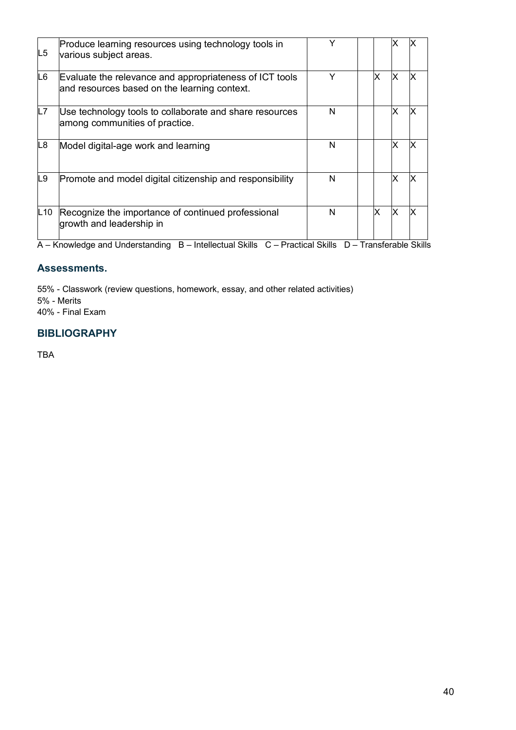| | | | | | | |
|---|---|---|---|---|---|---|
| L5 | Produce learning resources using technology tools in various subject areas. | Y | | | X | X |
| L6 | Evaluate the relevance and appropriateness of ICT tools and resources based on the learning context. | Y | | X | X | X |
| L7 | Use technology tools to collaborate and share resources among communities of practice. | N | | | X | X |
| L8 | Model digital-age work and learning | N | | | X | X |
| L9 | Promote and model digital citizenship and responsibility | N | | | X | X |
| L10 | Recognize the importance of continued professional growth and leadership in | N | | X | X | X |

A – Knowledge and Understanding B – Intellectual Skills C – Practical Skills D – Transferable Skills

### Assessments.

55% - Classwork (review questions, homework, essay, and other related activities)
5% - Merits
40% - Final Exam

### BIBLIOGRAPHY

TBA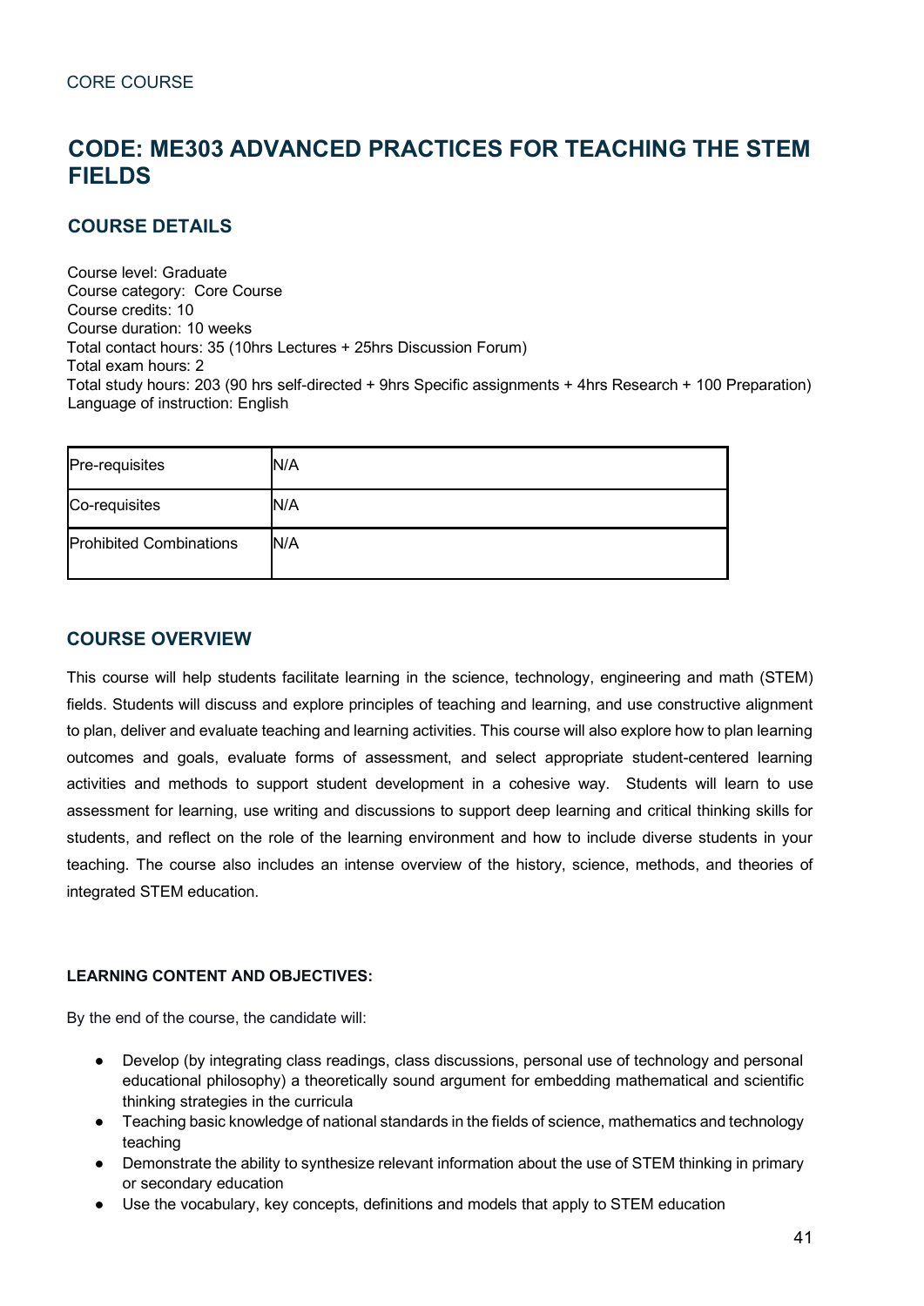CORE COURSE

# CODE: ME303 ADVANCED PRACTICES FOR TEACHING THE STEM FIELDS

## COURSE DETAILS

Course level: Graduate
Course category: Core Course
Course credits: 10
Course duration: 10 weeks
Total contact hours: 35 (10hrs Lectures + 25hrs Discussion Forum)
Total exam hours: 2
Total study hours: 203 (90 hrs self-directed + 9hrs Specific assignments + 4hrs Research + 100 Preparation)
Language of instruction: English

| Pre-requisites | N/A |
|---|---|
| Co-requisites | N/A |
| Prohibited Combinations | N/A |

## COURSE OVERVIEW

This course will help students facilitate learning in the science, technology, engineering and math (STEM) fields. Students will discuss and explore principles of teaching and learning, and use constructive alignment to plan, deliver and evaluate teaching and learning activities. This course will also explore how to plan learning outcomes and goals, evaluate forms of assessment, and select appropriate student-centered learning activities and methods to support student development in a cohesive way. Students will learn to use assessment for learning, use writing and discussions to support deep learning and critical thinking skills for students, and reflect on the role of the learning environment and how to include diverse students in your teaching. The course also includes an intense overview of the history, science, methods, and theories of integrated STEM education.

**LEARNING CONTENT AND OBJECTIVES:**

By the end of the course, the candidate will:

- Develop (by integrating class readings, class discussions, personal use of technology and personal educational philosophy) a theoretically sound argument for embedding mathematical and scientific thinking strategies in the curricula
- Teaching basic knowledge of national standards in the fields of science, mathematics and technology teaching
- Demonstrate the ability to synthesize relevant information about the use of STEM thinking in primary or secondary education
- Use the vocabulary, key concepts, definitions and models that apply to STEM education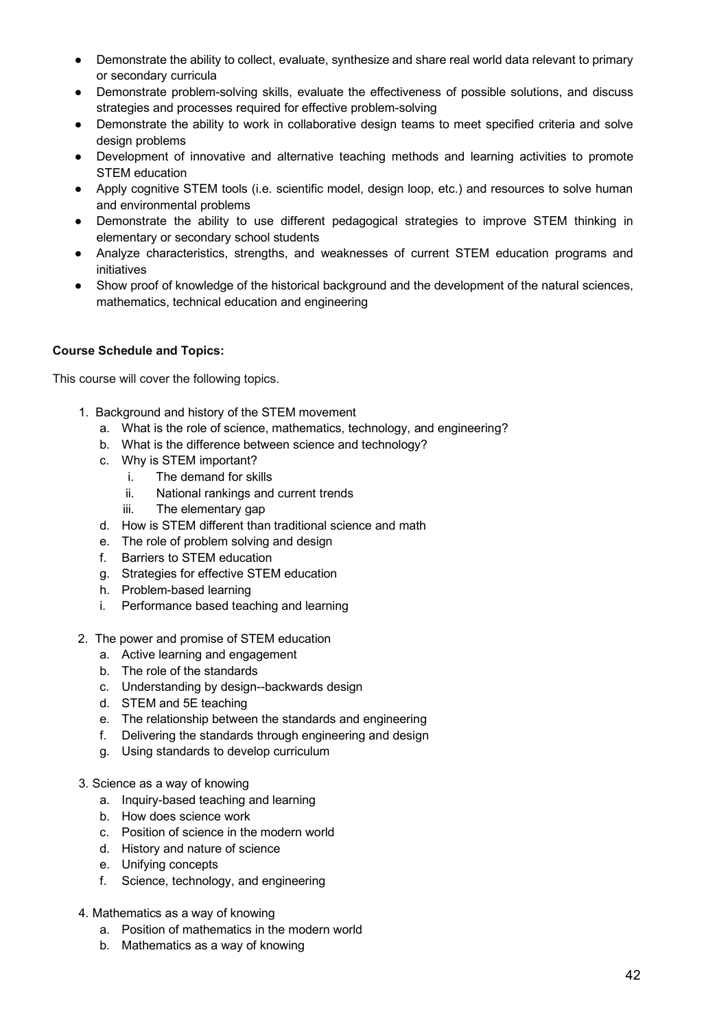- Demonstrate the ability to collect, evaluate, synthesize and share real world data relevant to primary or secondary curricula
- Demonstrate problem-solving skills, evaluate the effectiveness of possible solutions, and discuss strategies and processes required for effective problem-solving
- Demonstrate the ability to work in collaborative design teams to meet specified criteria and solve design problems
- Development of innovative and alternative teaching methods and learning activities to promote STEM education
- Apply cognitive STEM tools (i.e. scientific model, design loop, etc.) and resources to solve human and environmental problems
- Demonstrate the ability to use different pedagogical strategies to improve STEM thinking in elementary or secondary school students
- Analyze characteristics, strengths, and weaknesses of current STEM education programs and initiatives
- Show proof of knowledge of the historical background and the development of the natural sciences, mathematics, technical education and engineering

**Course Schedule and Topics:**

This course will cover the following topics.

1. Background and history of the STEM movement
   a. What is the role of science, mathematics, technology, and engineering?
   b. What is the difference between science and technology?
   c. Why is STEM important?
      i. The demand for skills
      ii. National rankings and current trends
      iii. The elementary gap
   d. How is STEM different than traditional science and math
   e. The role of problem solving and design
   f. Barriers to STEM education
   g. Strategies for effective STEM education
   h. Problem-based learning
   i. Performance based teaching and learning

2. The power and promise of STEM education
   a. Active learning and engagement
   b. The role of the standards
   c. Understanding by design--backwards design
   d. STEM and 5E teaching
   e. The relationship between the standards and engineering
   f. Delivering the standards through engineering and design
   g. Using standards to develop curriculum

3. Science as a way of knowing
   a. Inquiry-based teaching and learning
   b. How does science work
   c. Position of science in the modern world
   d. History and nature of science
   e. Unifying concepts
   f. Science, technology, and engineering

4. Mathematics as a way of knowing
   a. Position of mathematics in the modern world
   b. Mathematics as a way of knowing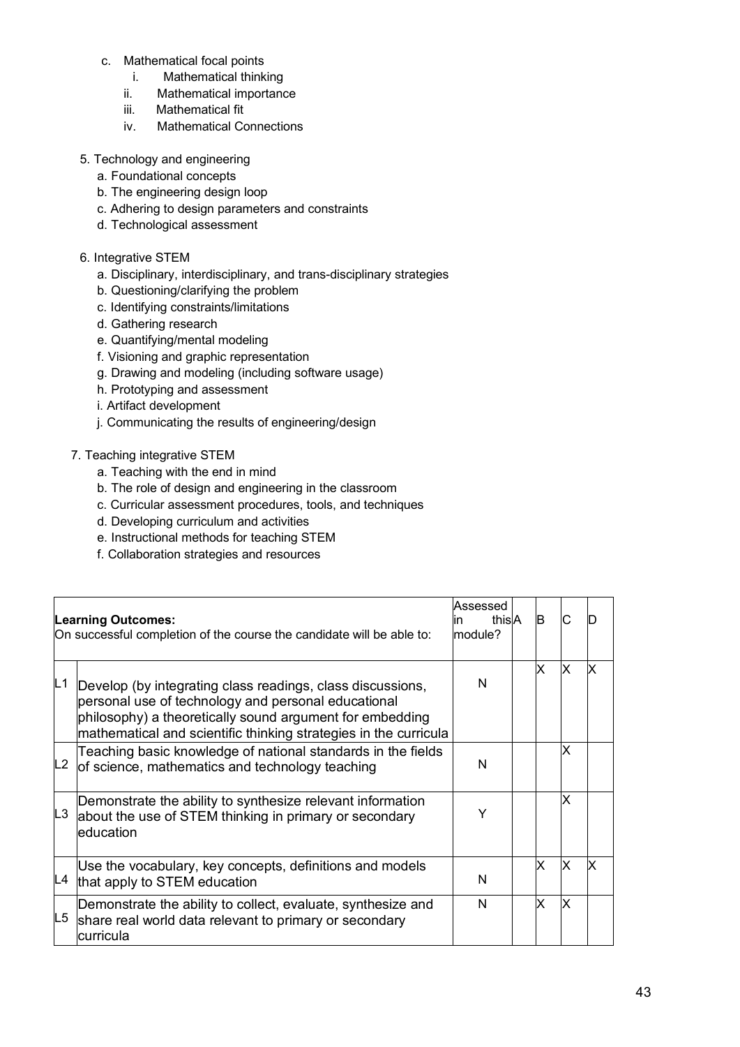c. Mathematical focal points
   i. Mathematical thinking
   ii. Mathematical importance
   iii. Mathematical fit
   iv. Mathematical Connections

5. Technology and engineering
   a. Foundational concepts
   b. The engineering design loop
   c. Adhering to design parameters and constraints
   d. Technological assessment

6. Integrative STEM
   a. Disciplinary, interdisciplinary, and trans-disciplinary strategies
   b. Questioning/clarifying the problem
   c. Identifying constraints/limitations
   d. Gathering research
   e. Quantifying/mental modeling
   f. Visioning and graphic representation
   g. Drawing and modeling (including software usage)
   h. Prototyping and assessment
   i. Artifact development
   j. Communicating the results of engineering/design

7. Teaching integrative STEM
   a. Teaching with the end in mind
   b. The role of design and engineering in the classroom
   c. Curricular assessment procedures, tools, and techniques
   d. Developing curriculum and activities
   e. Instructional methods for teaching STEM
   f. Collaboration strategies and resources

| | **Learning Outcomes:** On successful completion of the course the candidate will be able to: | Assessed in this module? | A | B | C | D |
|---|---|---|---|---|---|---|
| L1 | Develop (by integrating class readings, class discussions, personal use of technology and personal educational philosophy) a theoretically sound argument for embedding mathematical and scientific thinking strategies in the curricula | N | | X | X | X |
| L2 | Teaching basic knowledge of national standards in the fields of science, mathematics and technology teaching | N | | | X | |
| L3 | Demonstrate the ability to synthesize relevant information about the use of STEM thinking in primary or secondary education | Y | | | X | |
| L4 | Use the vocabulary, key concepts, definitions and models that apply to STEM education | N | | X | X | X |
| L5 | Demonstrate the ability to collect, evaluate, synthesize and share real world data relevant to primary or secondary curricula | N | | X | X | |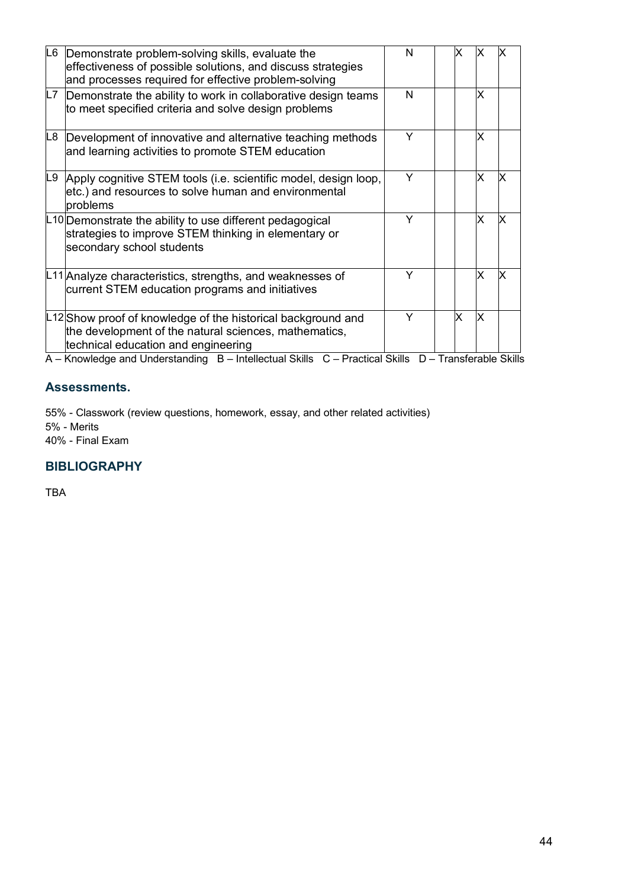| | | | | | | |
|---|---|---|---|---|---|---|
| L6 | Demonstrate problem-solving skills, evaluate the effectiveness of possible solutions, and discuss strategies and processes required for effective problem-solving | N | | X | X | X |
| L7 | Demonstrate the ability to work in collaborative design teams to meet specified criteria and solve design problems | N | | | X | |
| L8 | Development of innovative and alternative teaching methods and learning activities to promote STEM education | Y | | | X | |
| L9 | Apply cognitive STEM tools (i.e. scientific model, design loop, etc.) and resources to solve human and environmental problems | Y | | | X | X |
| L10 | Demonstrate the ability to use different pedagogical strategies to improve STEM thinking in elementary or secondary school students | Y | | | X | X |
| L11 | Analyze characteristics, strengths, and weaknesses of current STEM education programs and initiatives | Y | | | X | X |
| L12 | Show proof of knowledge of the historical background and the development of the natural sciences, mathematics, technical education and engineering | Y | | X | X | |

A – Knowledge and Understanding B – Intellectual Skills C – Practical Skills D – Transferable Skills

## Assessments.

55% - Classwork (review questions, homework, essay, and other related activities)
5% - Merits
40% - Final Exam

## BIBLIOGRAPHY

TBA